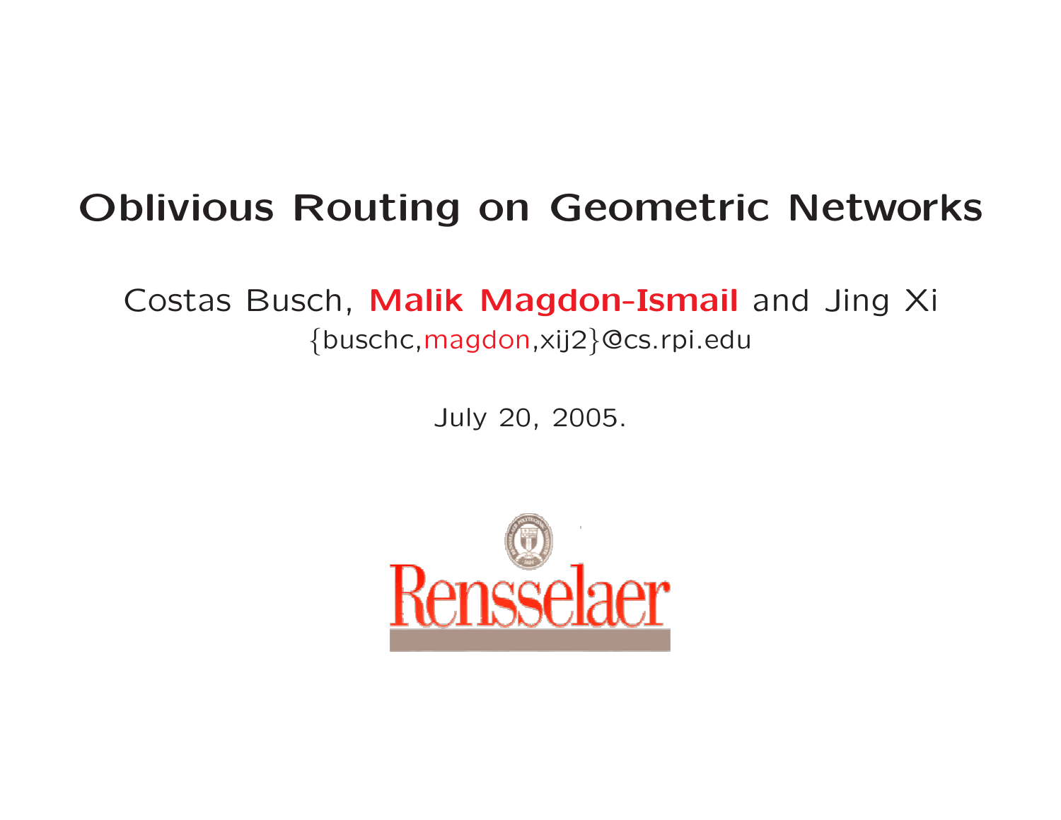# Oblivious Routing on Geometric Networks

Costas Busch, **Malik Magdon-Ismail** and Jing Xi

{buschc,magdon,xij2}@cs.rpi.edu

July 20, 2005.

Rensselaer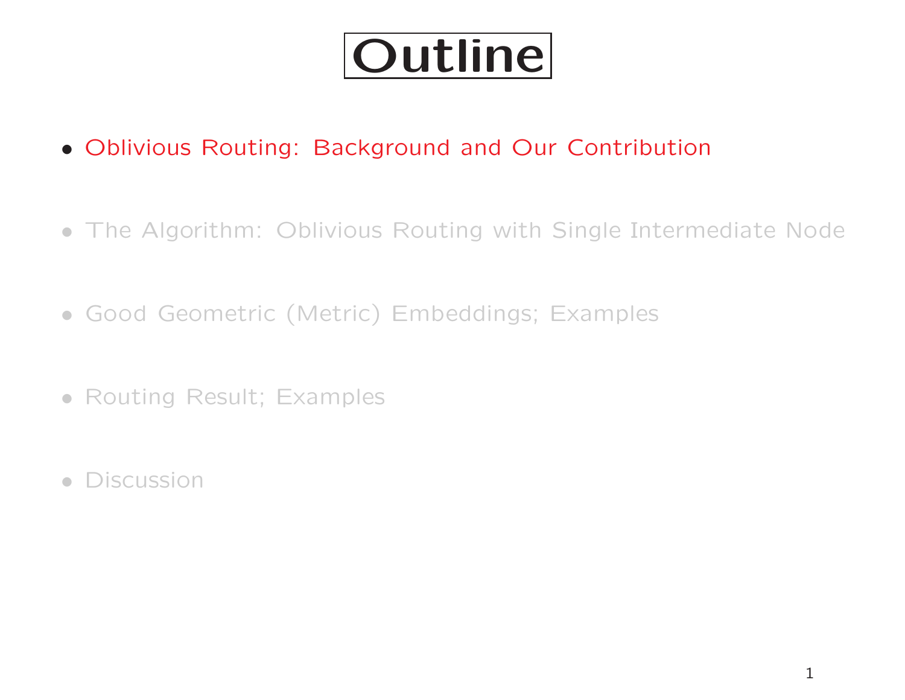# Outline

- Oblivious Routing: Background and Our Contribution
- The Algorithm: Oblivious Routing with Single Intermediate Node
- Good Geometric (Metric) Embeddings; Examples
- Routing Result; Examples
- Discussion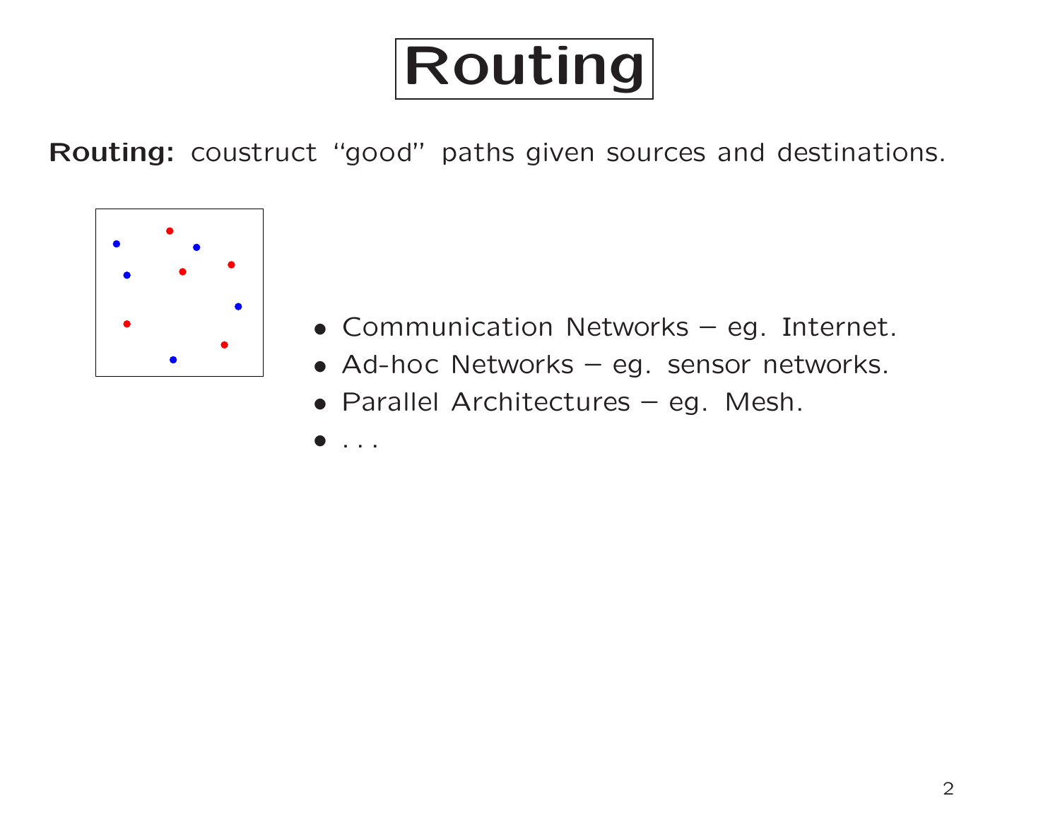# Routing

**Routing:** coustruct "good" paths given sources and destinations.

- Communication Networks – eg. Internet.
- Ad-hoc Networks – eg. sensor networks.
- Parallel Architectures – eg. Mesh.
- . . .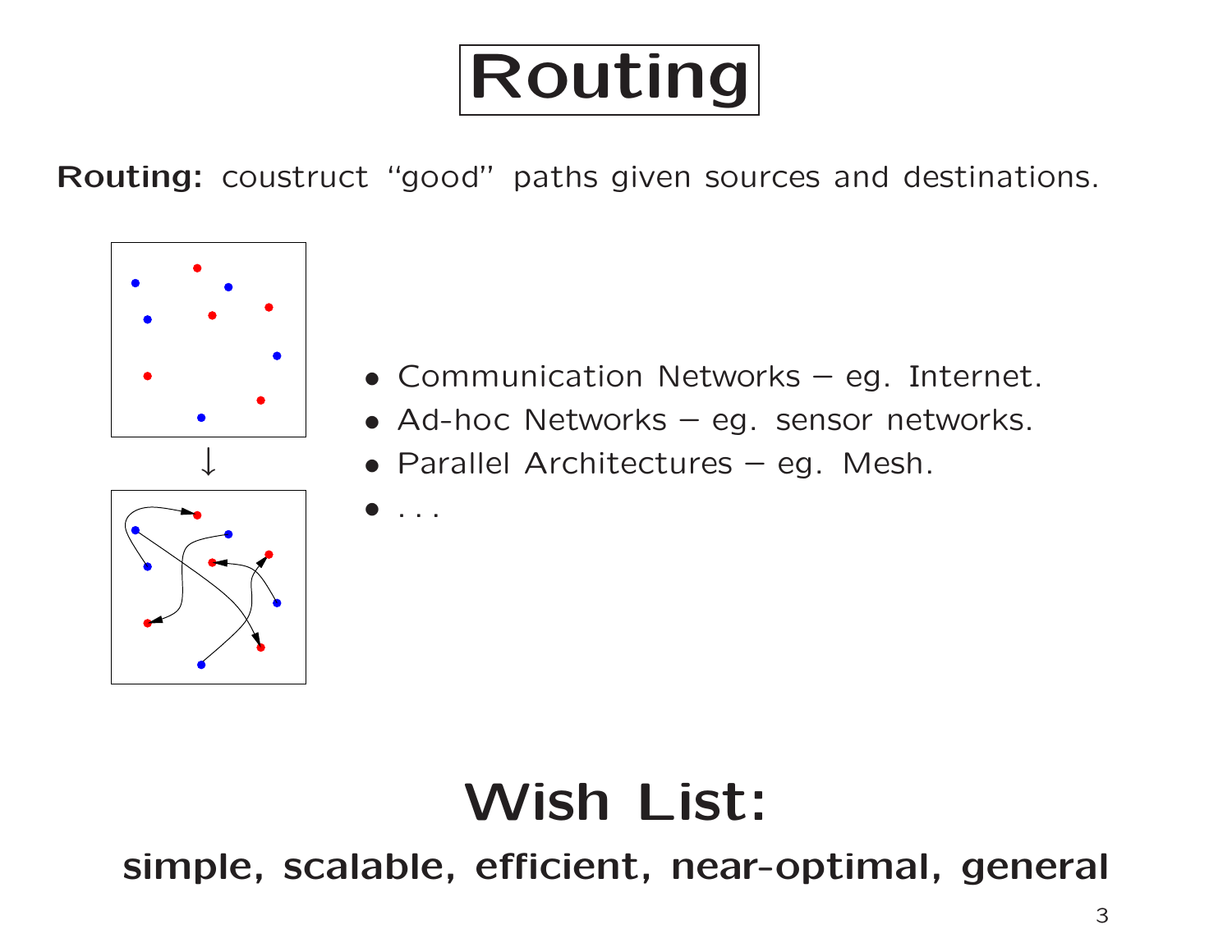# Routing

**Routing:** coustruct "good" paths given sources and destinations.

- Communication Networks – eg. Internet.
- Ad-hoc Networks – eg. sensor networks.
- Parallel Architectures – eg. Mesh.
- . . .

## Wish List:

**simple, scalable, efficient, near-optimal, general**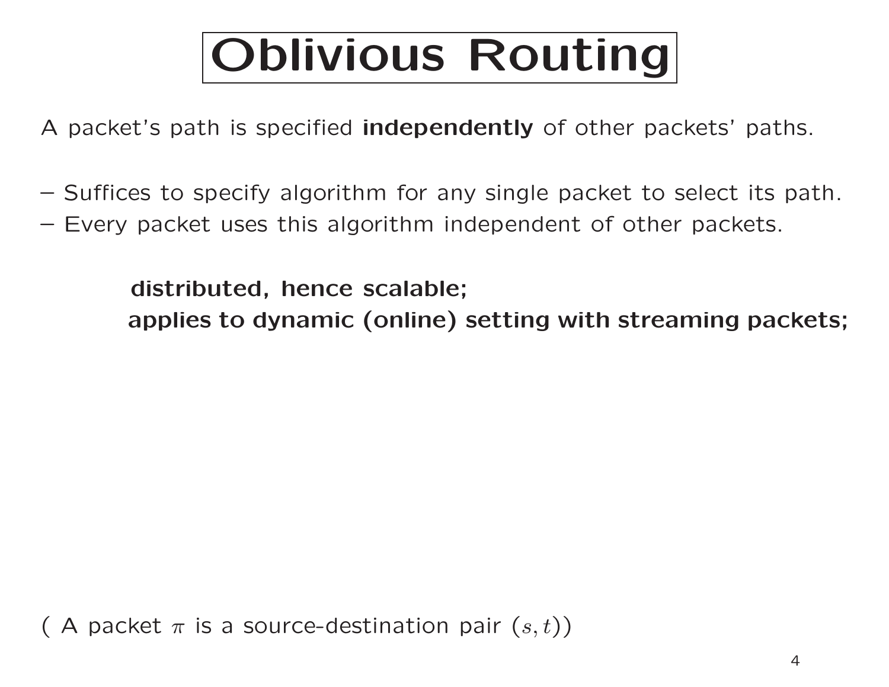# Oblivious Routing

A packet's path is specified **independently** of other packets' paths.

– Suffices to specify algorithm for any single packet to select its path.
– Every packet uses this algorithm independent of other packets.

**distributed, hence scalable;**
**applies to dynamic (online) setting with streaming packets;**

( A packet $\pi$ is a source-destination pair $(s, t)$)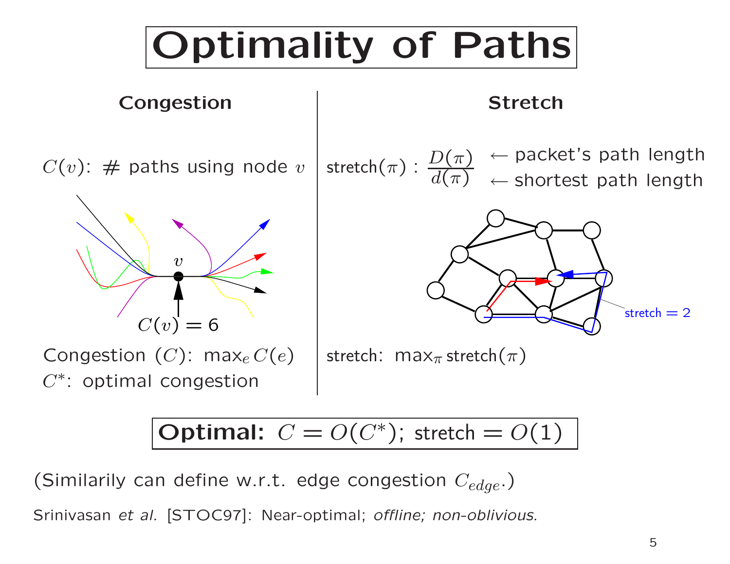# Optimality of Paths

## Congestion

$C(v)$: # paths using node $v$

$C(v) = 6$

Congestion ($C$): $\max_e C(e)$

$C^*$: optimal congestion

## Stretch

stretch$(\pi)$ : $\dfrac{D(\pi)}{d(\pi)}$ ← packet's path length / ← shortest path length

stretch = 2

stretch: $\max_\pi$ stretch$(\pi)$

**Optimal:** $C = O(C^*)$; stretch $= O(1)$

(Similarily can define w.r.t. edge congestion $C_{edge}$.)

Srinivasan *et al.* [STOC97]: Near-optimal; *offline; non-oblivious*.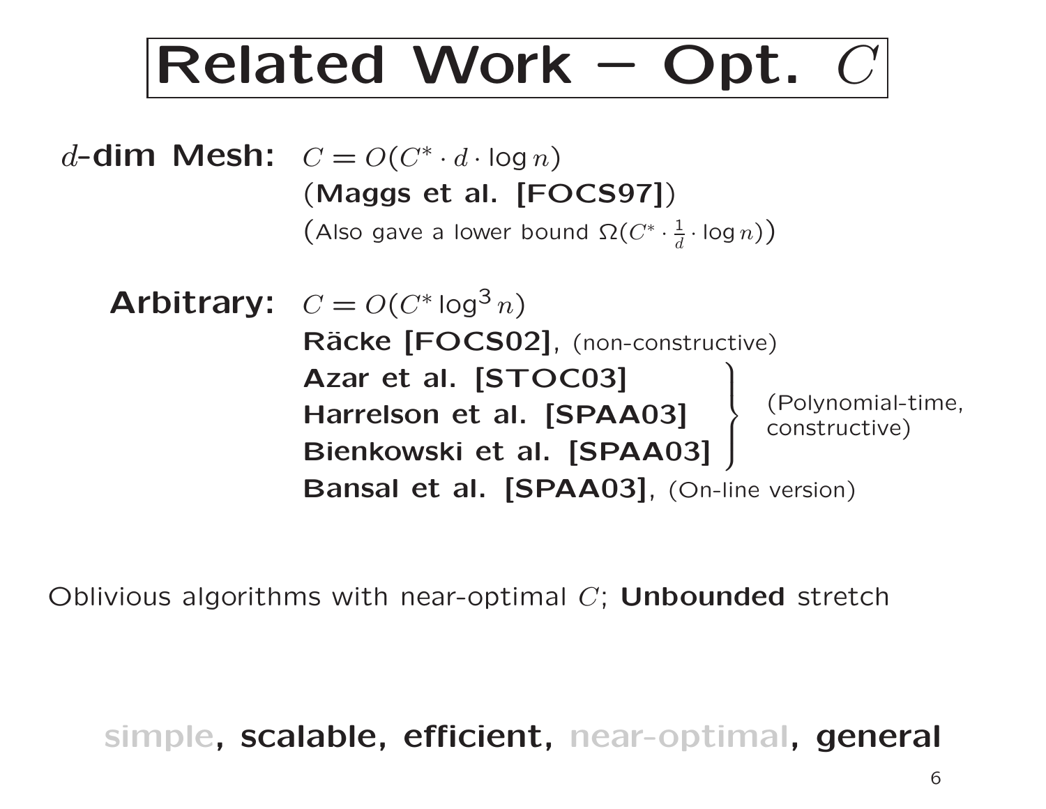# Related Work – Opt. $C$

**$d$-dim Mesh:** $C = O(C^* \cdot d \cdot \log n)$
(**Maggs et al. [FOCS97]**)
(Also gave a lower bound $\Omega(C^* \cdot \frac{1}{d} \cdot \log n)$)

**Arbitrary:** $C = O(C^* \log^3 n)$
**Räcke [FOCS02]**, (non-constructive)
**Azar et al. [STOC03]**
**Harrelson et al. [SPAA03]**
**Bienkowski et al. [SPAA03]**
(Polynomial-time, constructive — Azar et al., Harrelson et al., Bienkowski et al.)
**Bansal et al. [SPAA03]**, (On-line version)

Oblivious algorithms with near-optimal $C$; **Unbounded** stretch

simple, **scalable**, **efficient**, near-optimal, **general**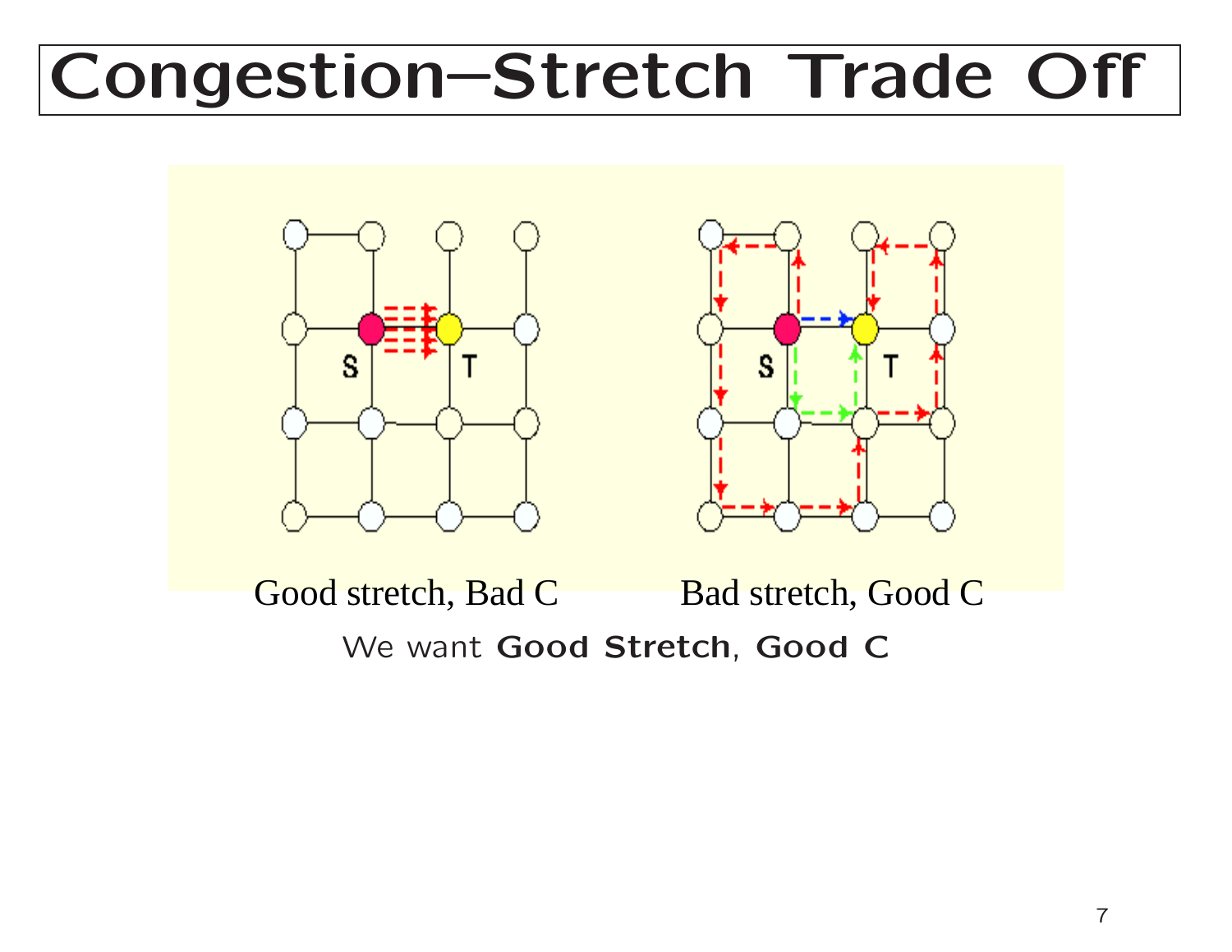# Congestion–Stretch Trade Off

Good stretch, Bad C

Bad stretch, Good C

We want **Good Stretch**, **Good C**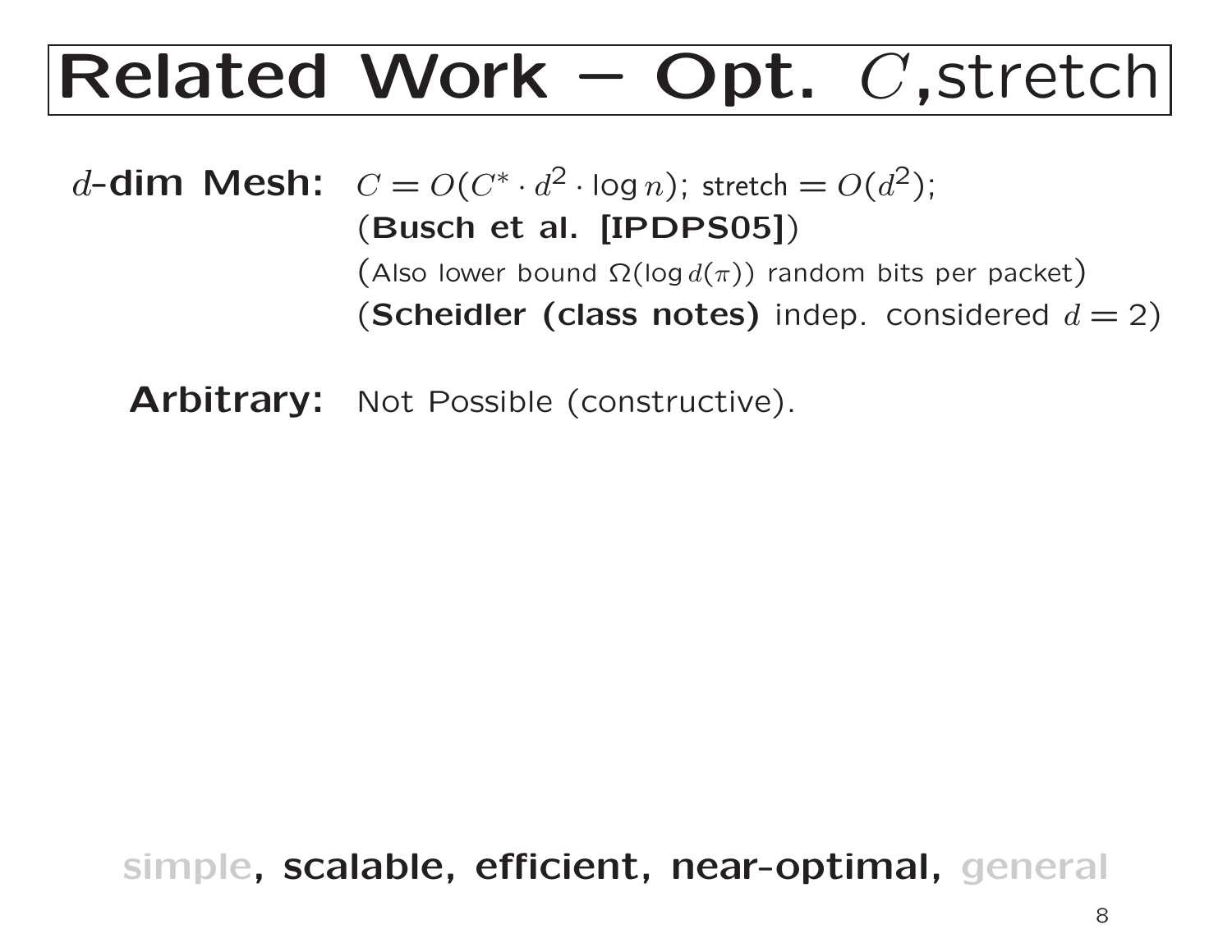# Related Work – Opt. $C$,stretch

**$d$-dim Mesh:** $C = O(C^* \cdot d^2 \cdot \log n)$; stretch $= O(d^2)$;
(**Busch et al. [IPDPS05]**)
(Also lower bound $\Omega(\log d(\pi))$ random bits per packet)
(**Scheidler (class notes)** indep. considered $d = 2$)

**Arbitrary:** Not Possible (constructive).

simple, **scalable, efficient, near-optimal,** general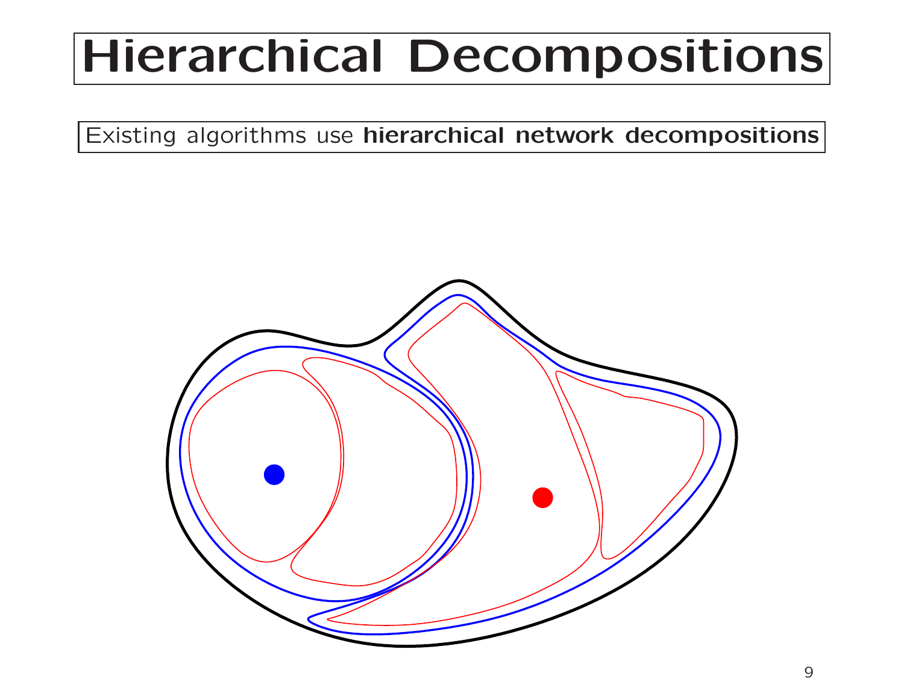# Hierarchical Decompositions

Existing algorithms use **hierarchical network decompositions**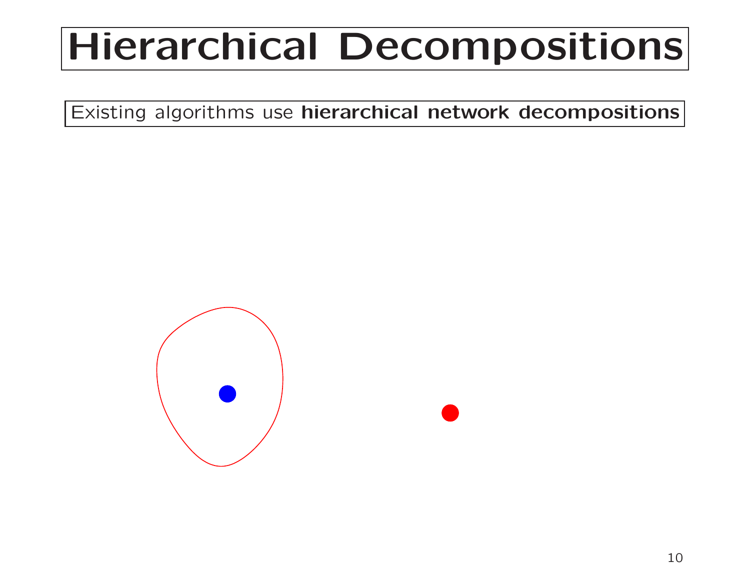# Hierarchical Decompositions

Existing algorithms use **hierarchical network decompositions**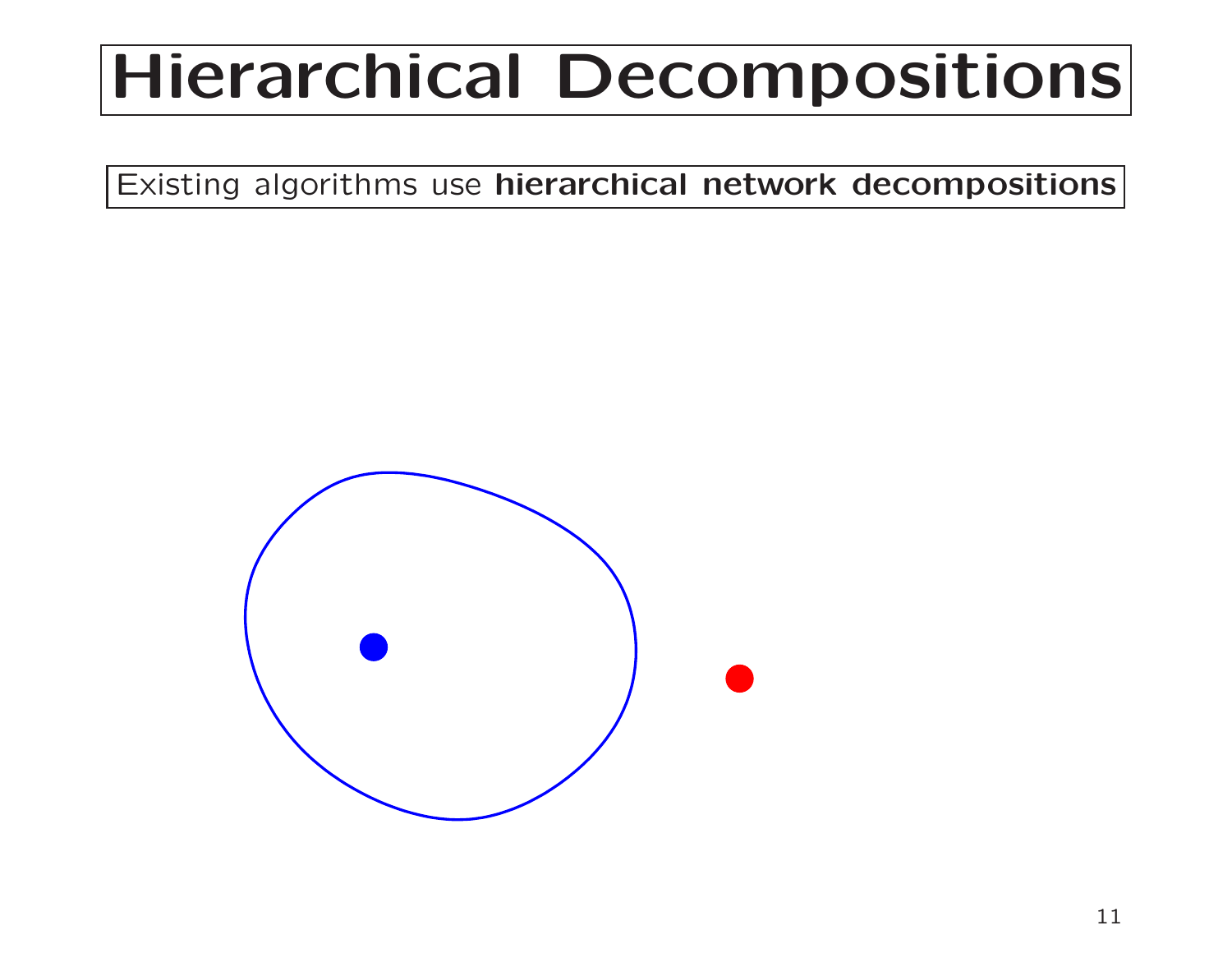# Hierarchical Decompositions

Existing algorithms use **hierarchical network decompositions**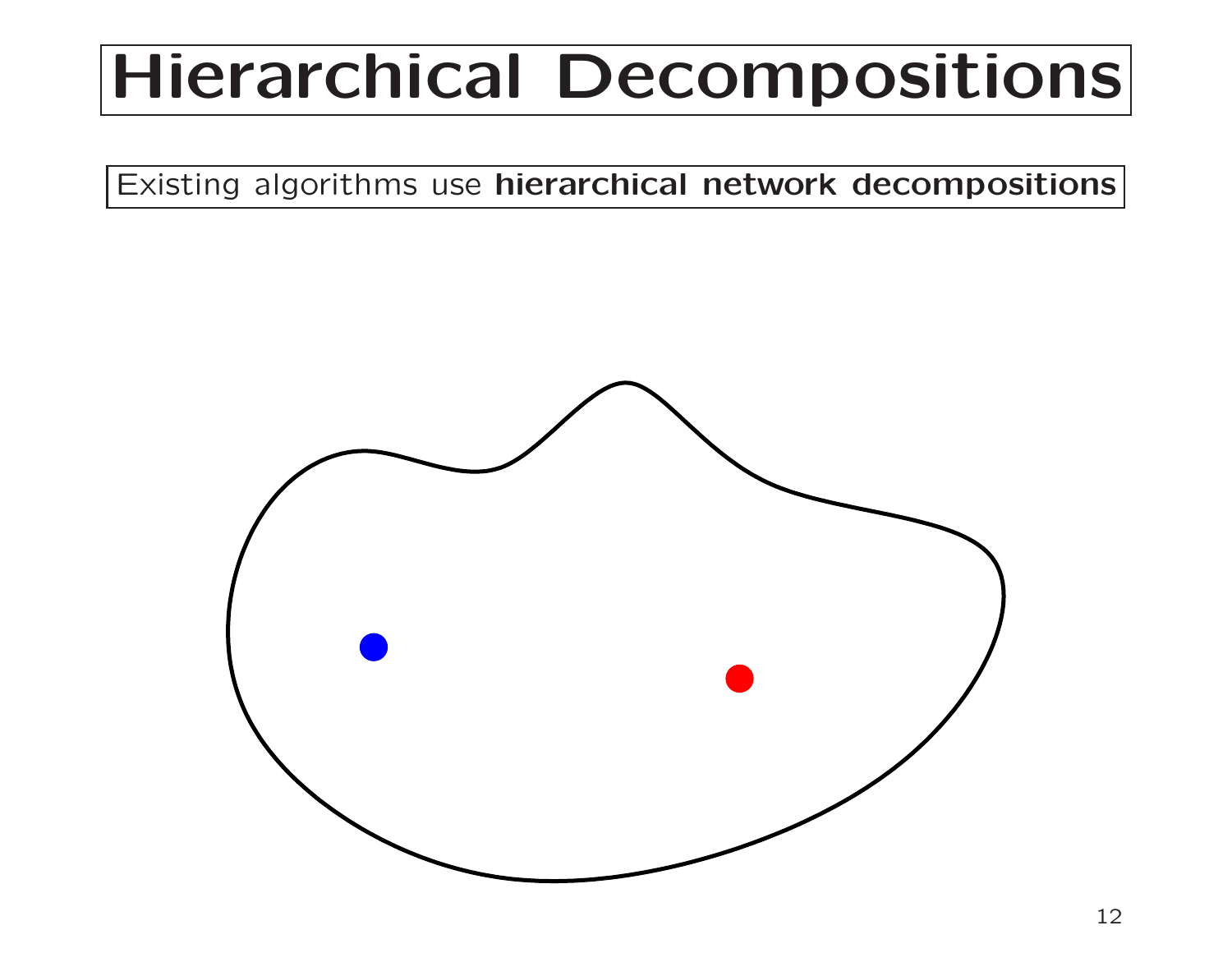# Hierarchical Decompositions

Existing algorithms use **hierarchical network decompositions**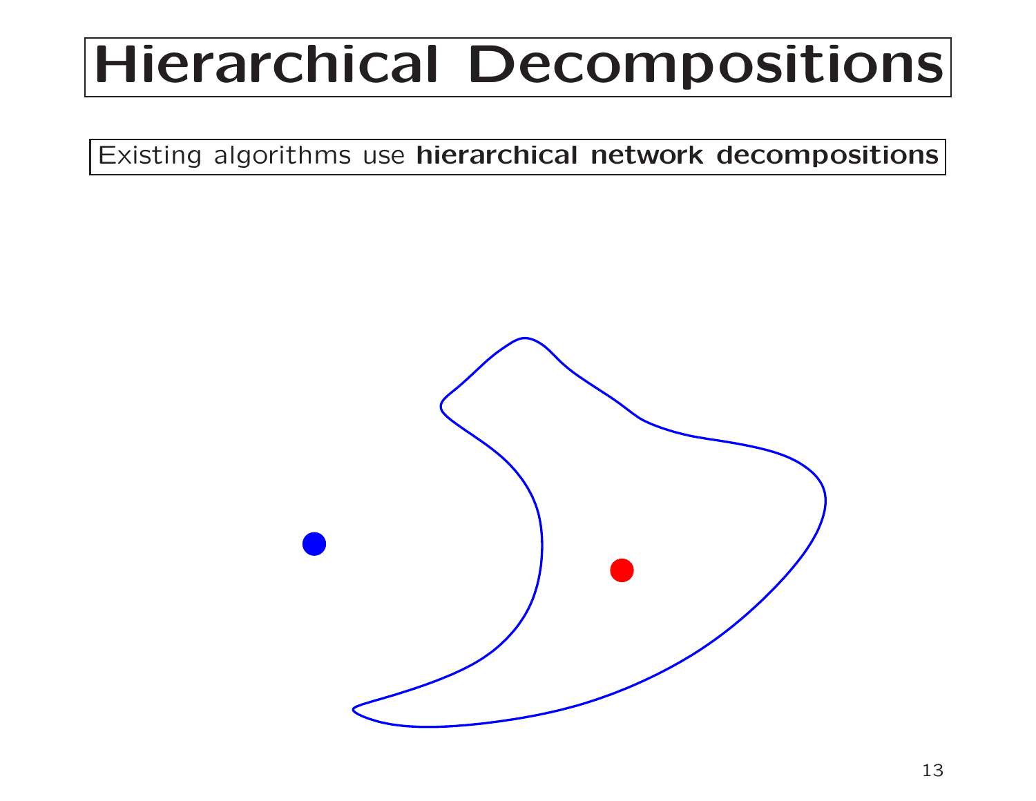# Hierarchical Decompositions

Existing algorithms use **hierarchical network decompositions**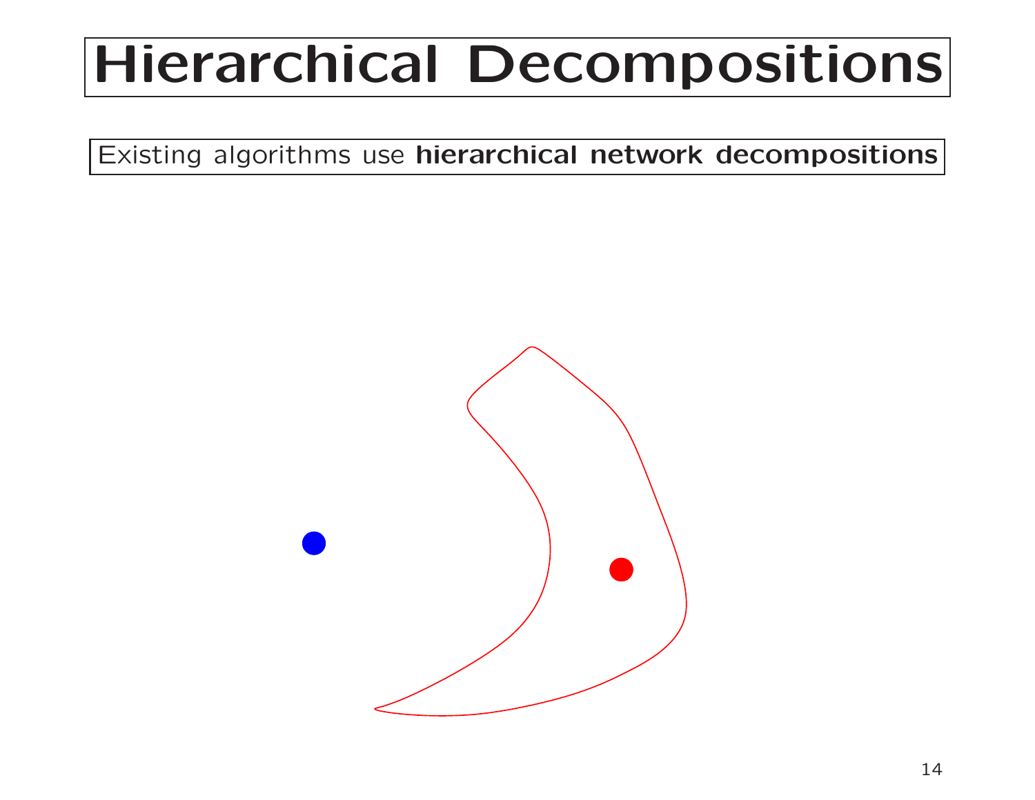# Hierarchical Decompositions

Existing algorithms use **hierarchical network decompositions**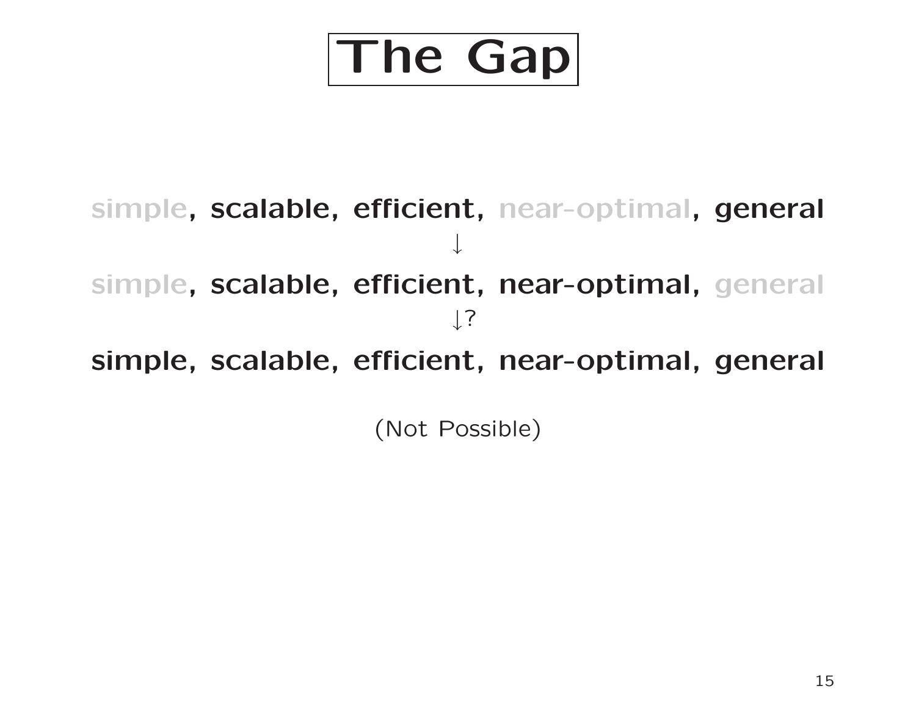# The Gap

simple, **scalable, efficient,** near-optimal, **general**

↓

simple, **scalable, efficient, near-optimal,** general

↓?

**simple, scalable, efficient, near-optimal, general**

(Not Possible)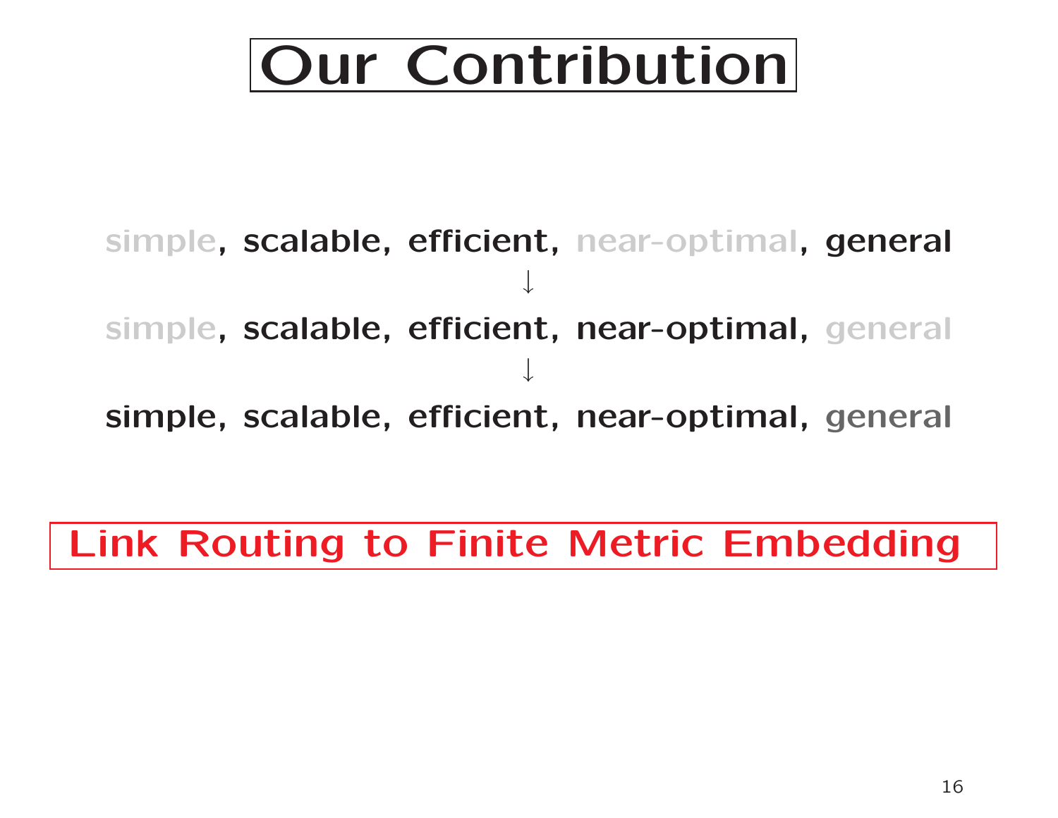# Our Contribution

simple, scalable, efficient, near-optimal, general

↓

simple, scalable, efficient, near-optimal, general

↓

simple, scalable, efficient, near-optimal, general

**Link Routing to Finite Metric Embedding**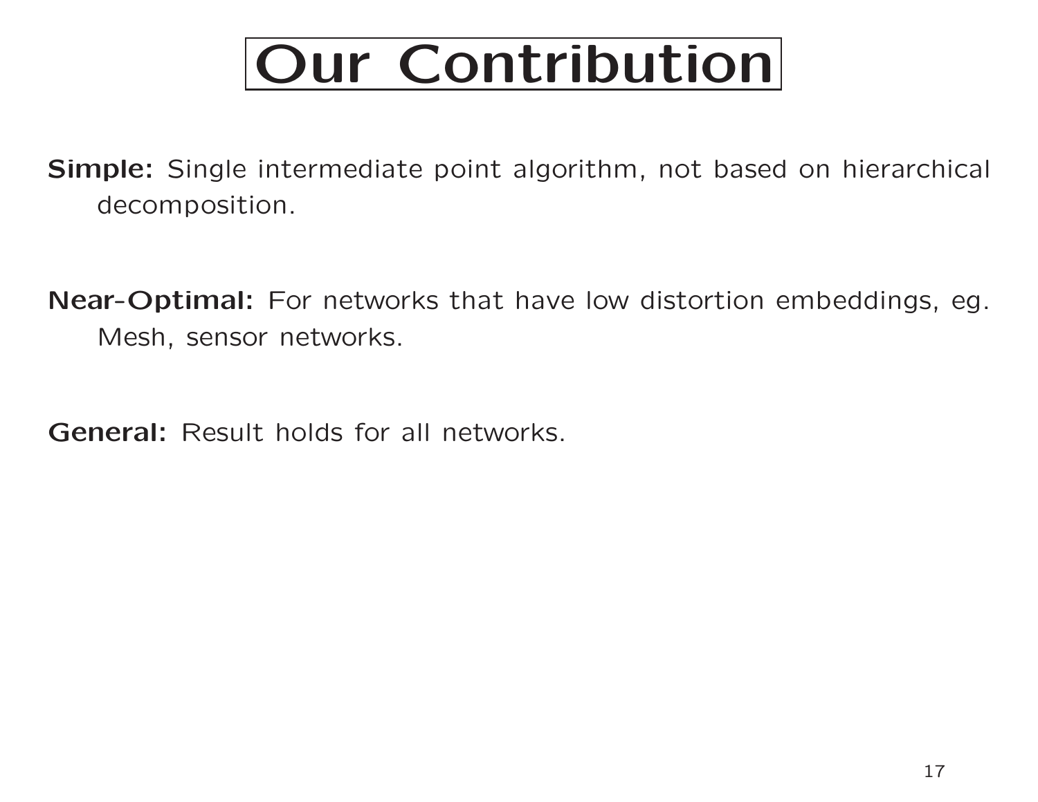# Our Contribution

**Simple:** Single intermediate point algorithm, not based on hierarchical decomposition.

**Near-Optimal:** For networks that have low distortion embeddings, eg. Mesh, sensor networks.

**General:** Result holds for all networks.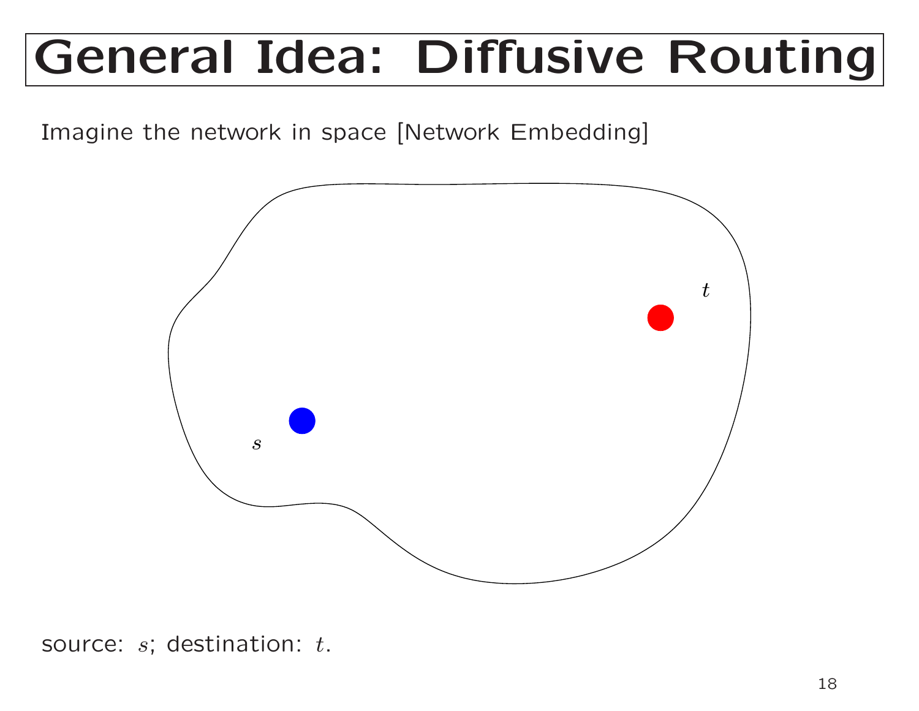# General Idea: Diffusive Routing

Imagine the network in space [Network Embedding]

$t$

$s$

source: $s$; destination: $t$.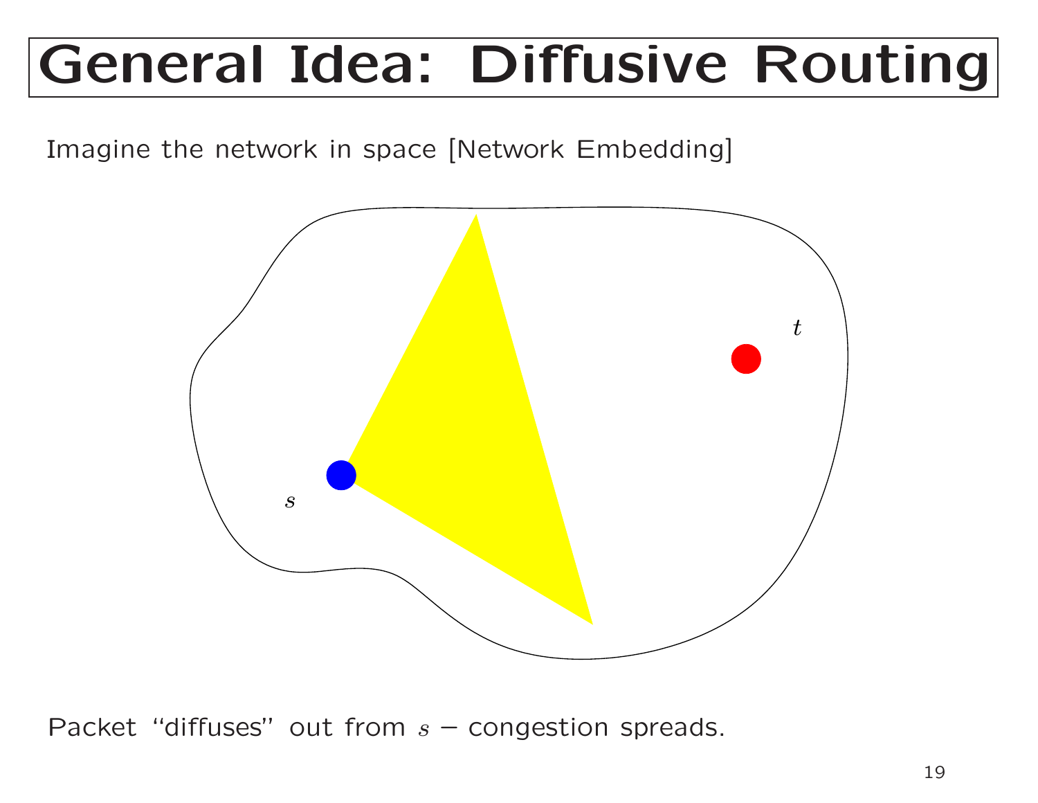# General Idea: Diffusive Routing

Imagine the network in space [Network Embedding]

$t$

$s$

Packet "diffuses" out from $s$ – congestion spreads.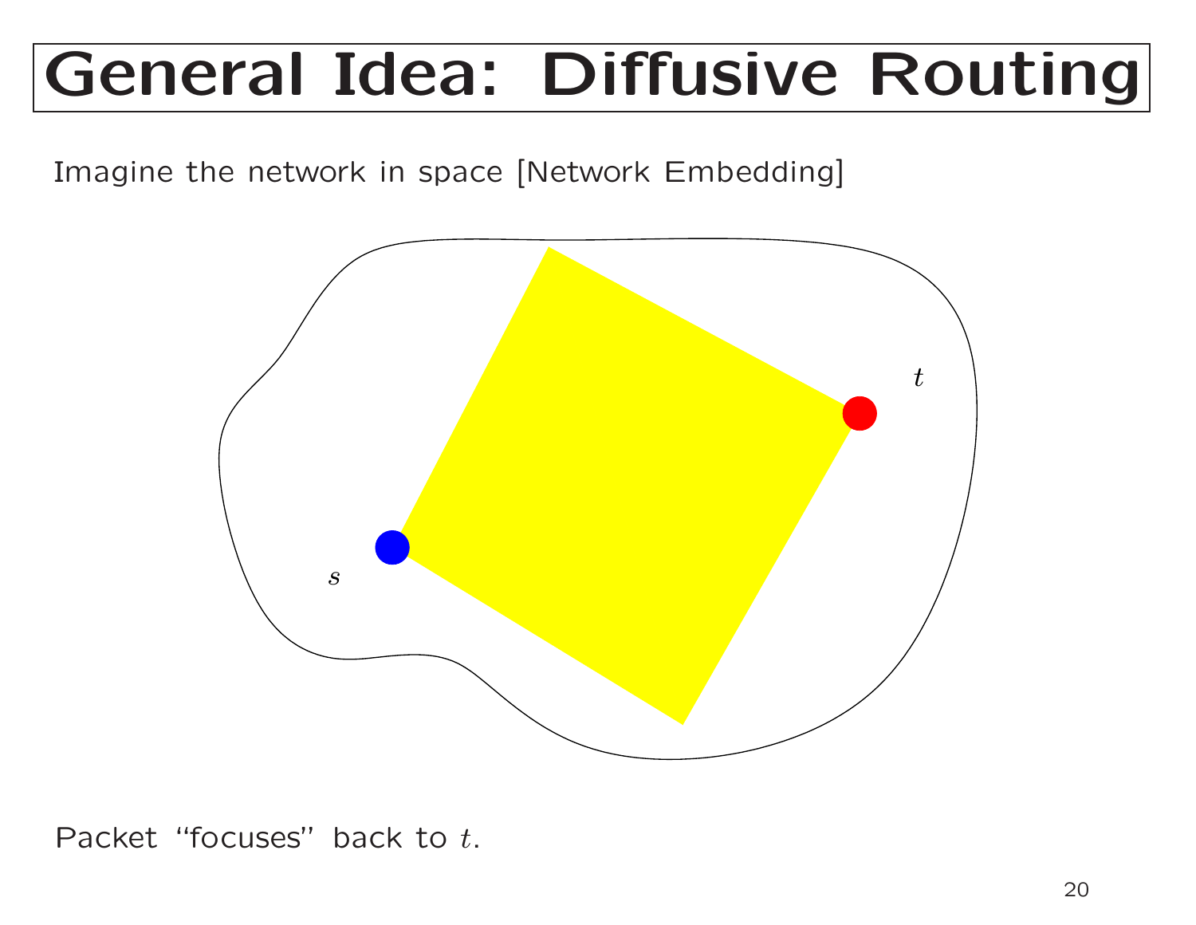# General Idea: Diffusive Routing

Imagine the network in space [Network Embedding]

$t$

$s$

Packet “focuses” back to $t$.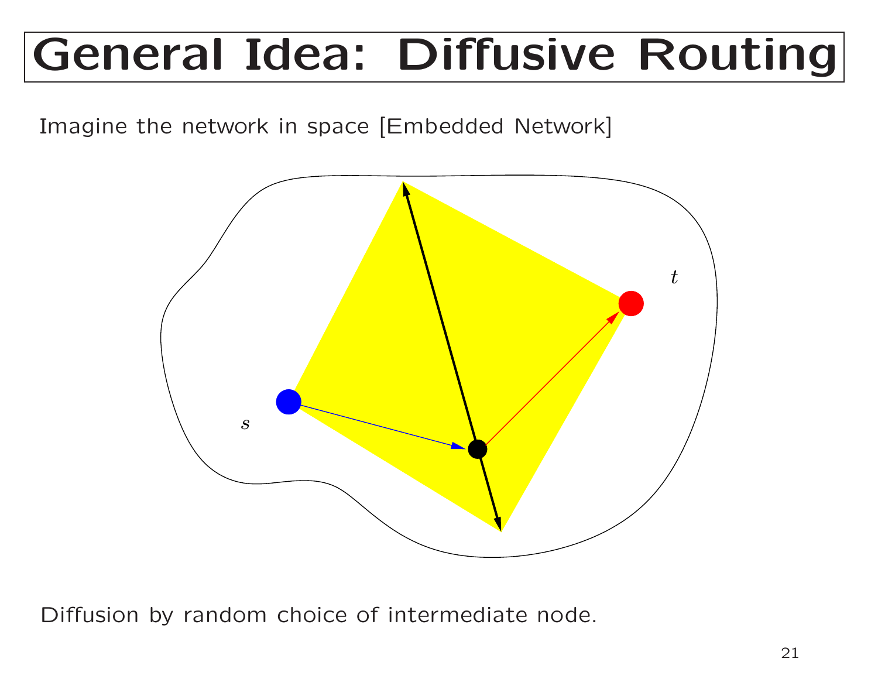# General Idea: Diffusive Routing

Imagine the network in space [Embedded Network]

Diffusion by random choice of intermediate node.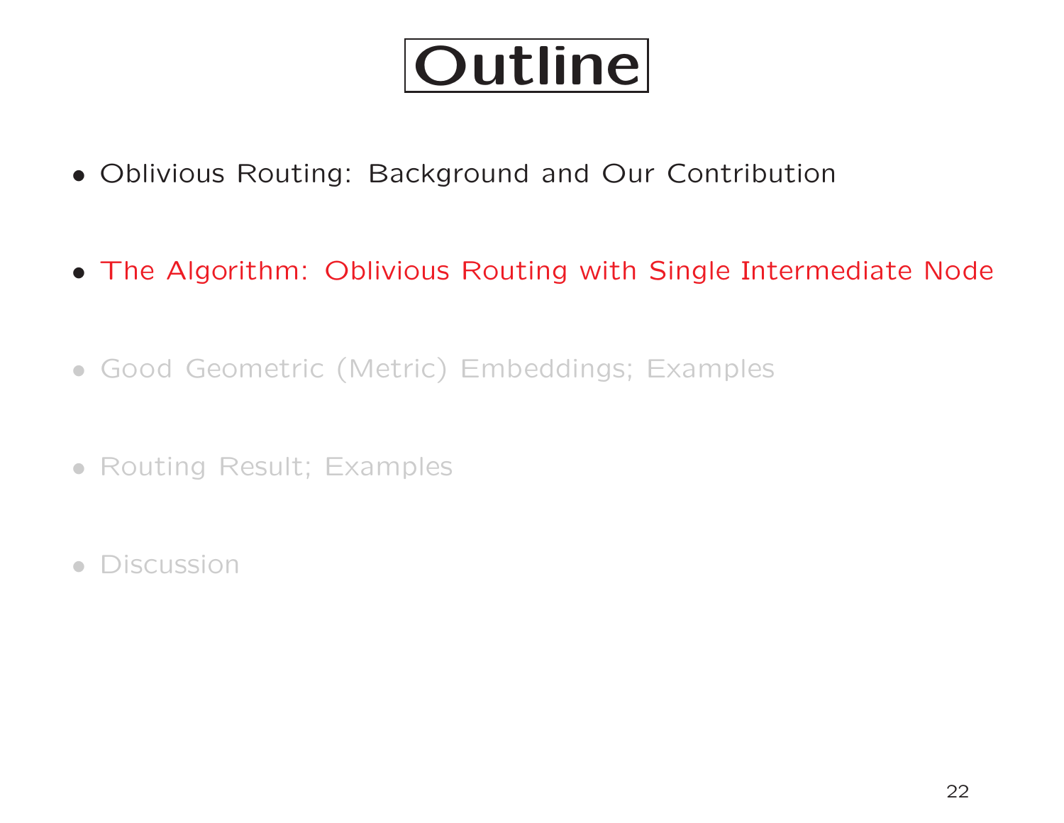# Outline

- Oblivious Routing: Background and Our Contribution
- The Algorithm: Oblivious Routing with Single Intermediate Node
- Good Geometric (Metric) Embeddings; Examples
- Routing Result; Examples
- Discussion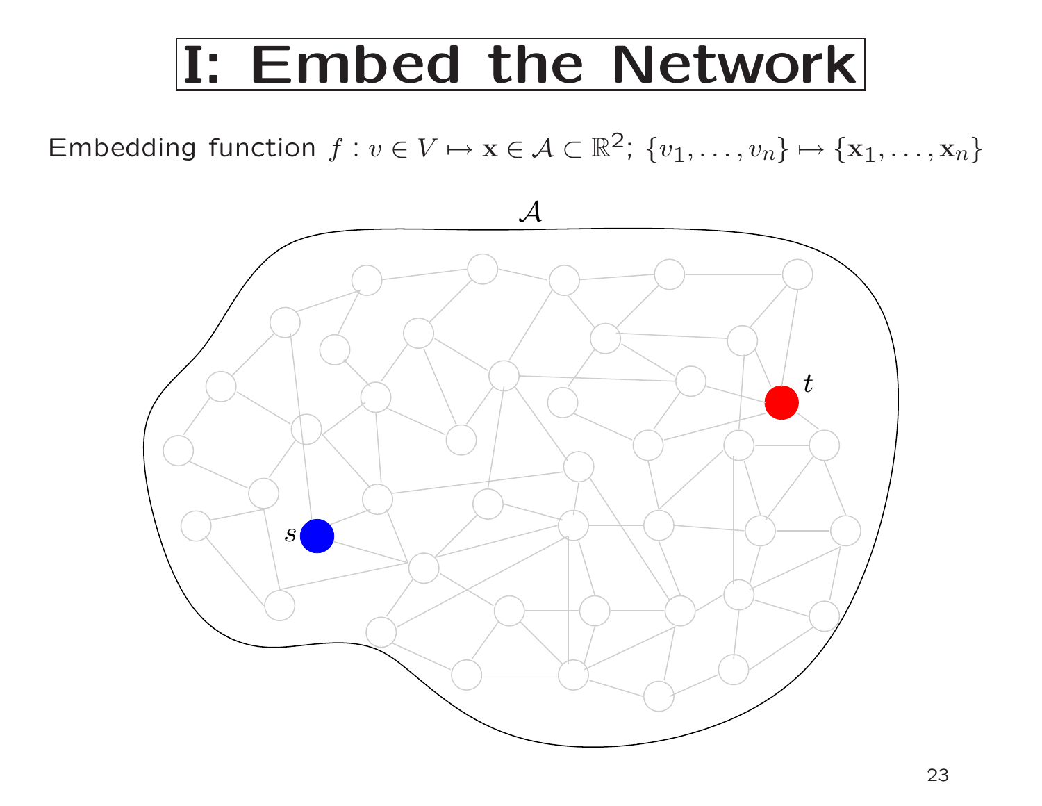# I: Embed the Network

Embedding function $f : v \in V \mapsto \mathbf{x} \in \mathcal{A} \subset \mathbb{R}^2$; $\{v_1, \ldots, v_n\} \mapsto \{\mathbf{x}_1, \ldots, \mathbf{x}_n\}$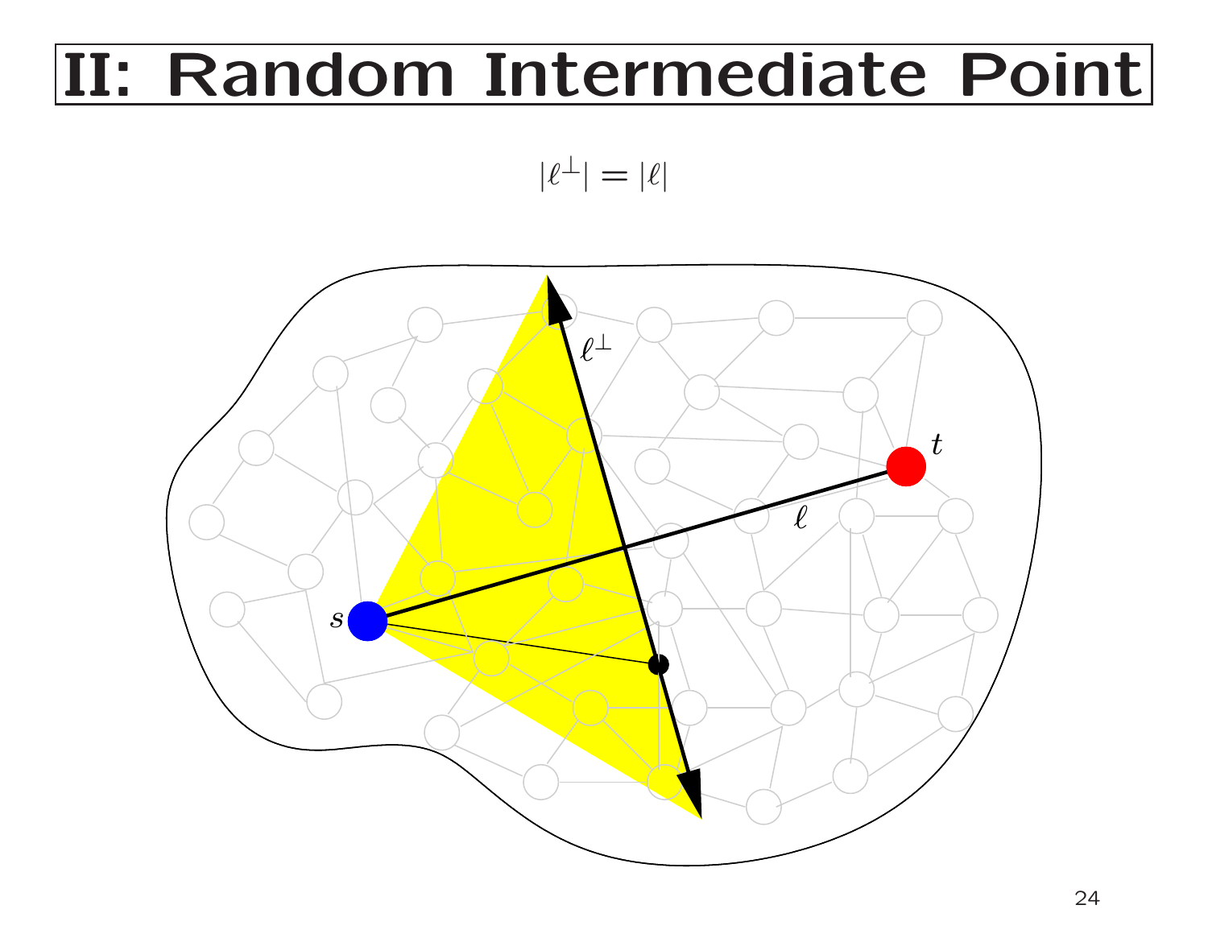# II: Random Intermediate Point

$$|\ell^{\perp}| = |\ell|$$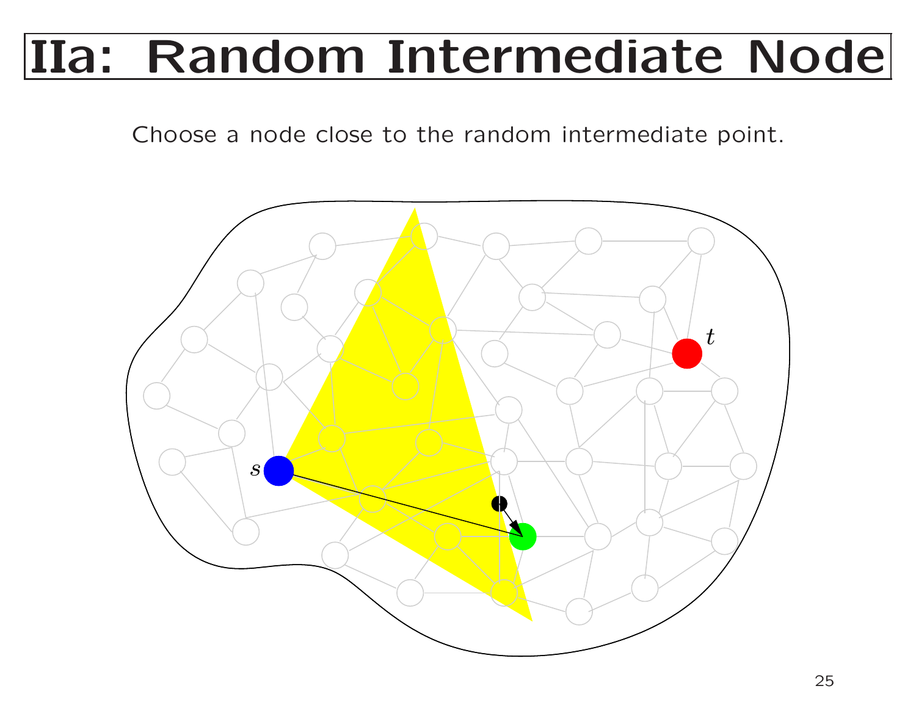# IIa: Random Intermediate Node

Choose a node close to the random intermediate point.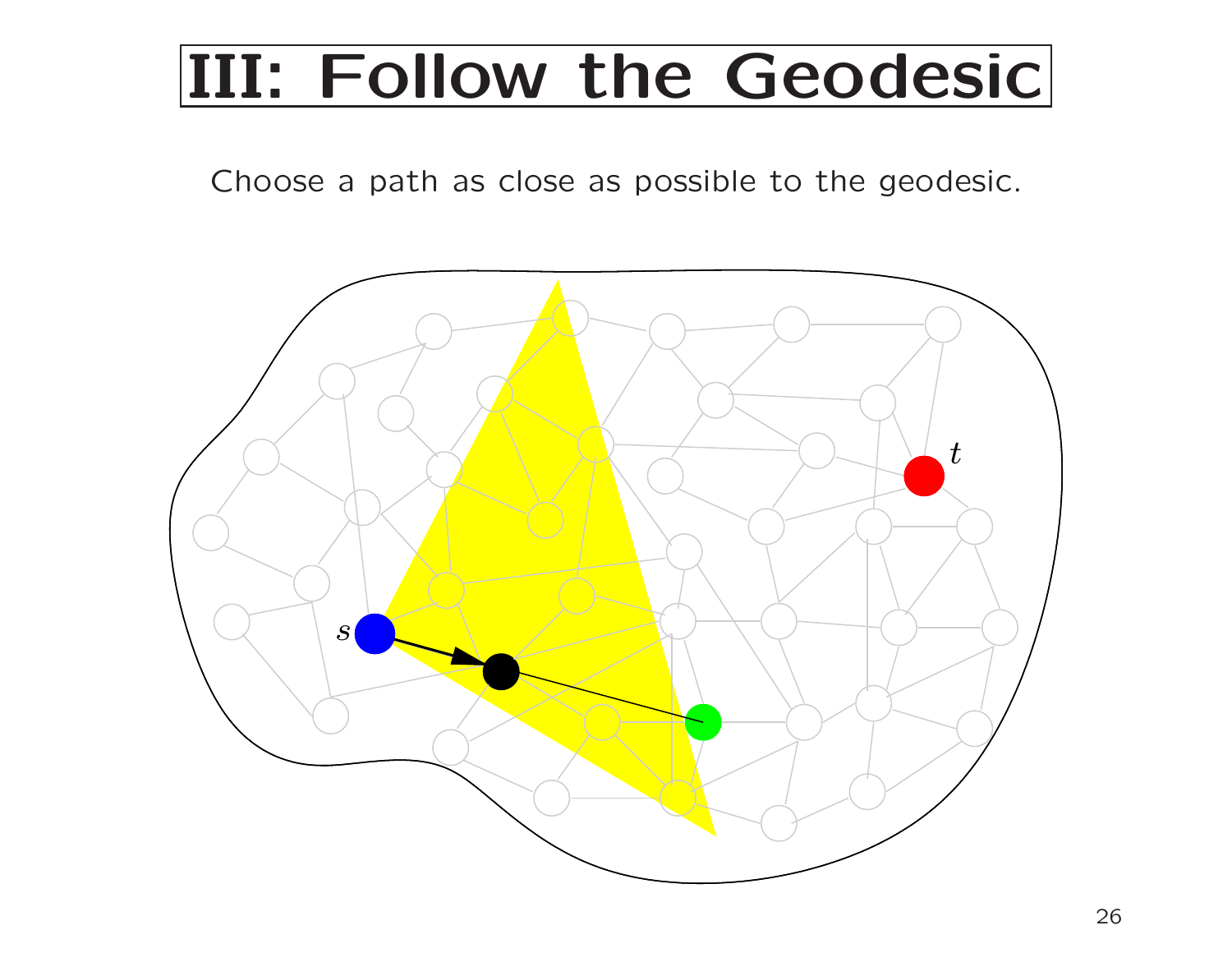# III: Follow the Geodesic

Choose a path as close as possible to the geodesic.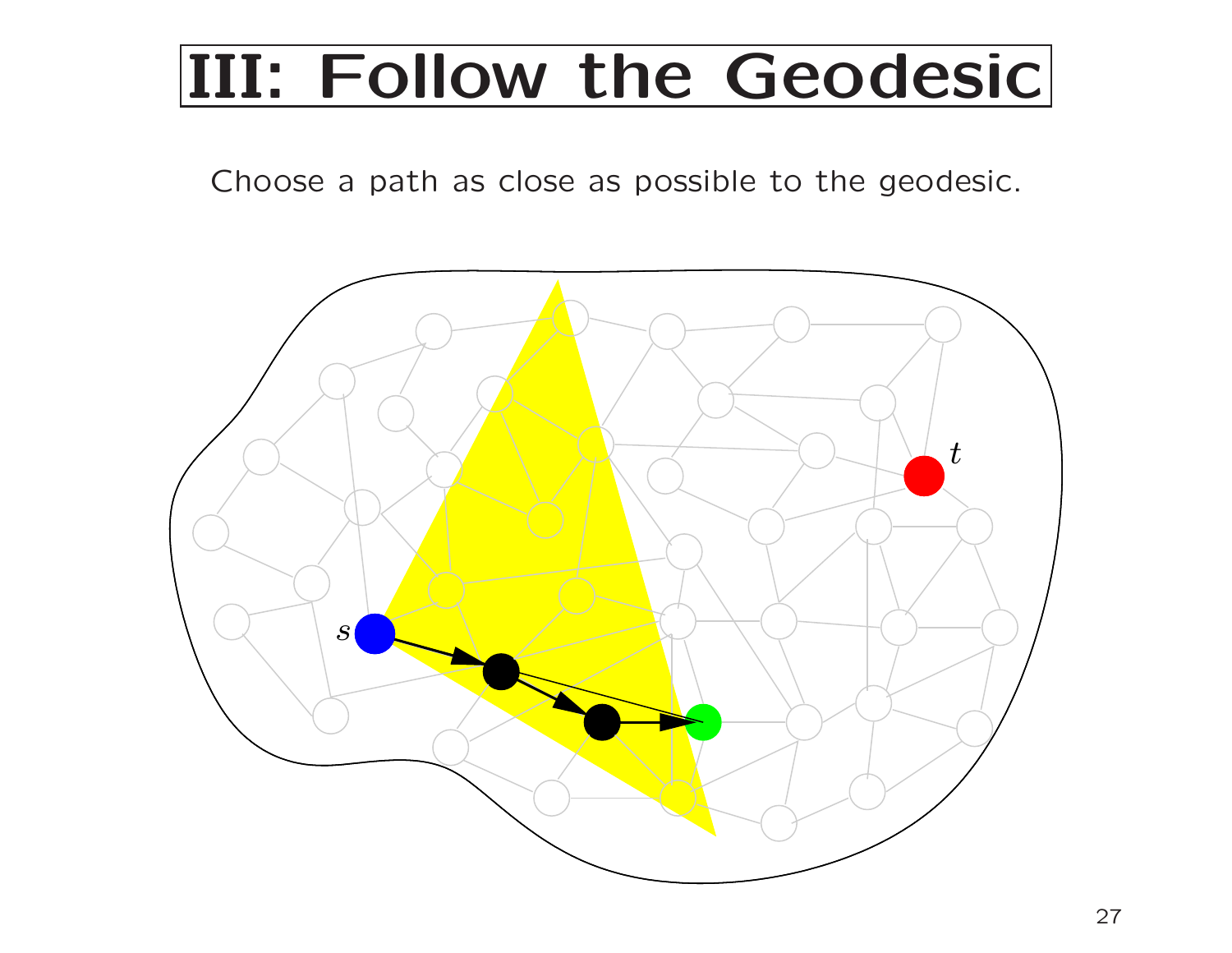# III: Follow the Geodesic

Choose a path as close as possible to the geodesic.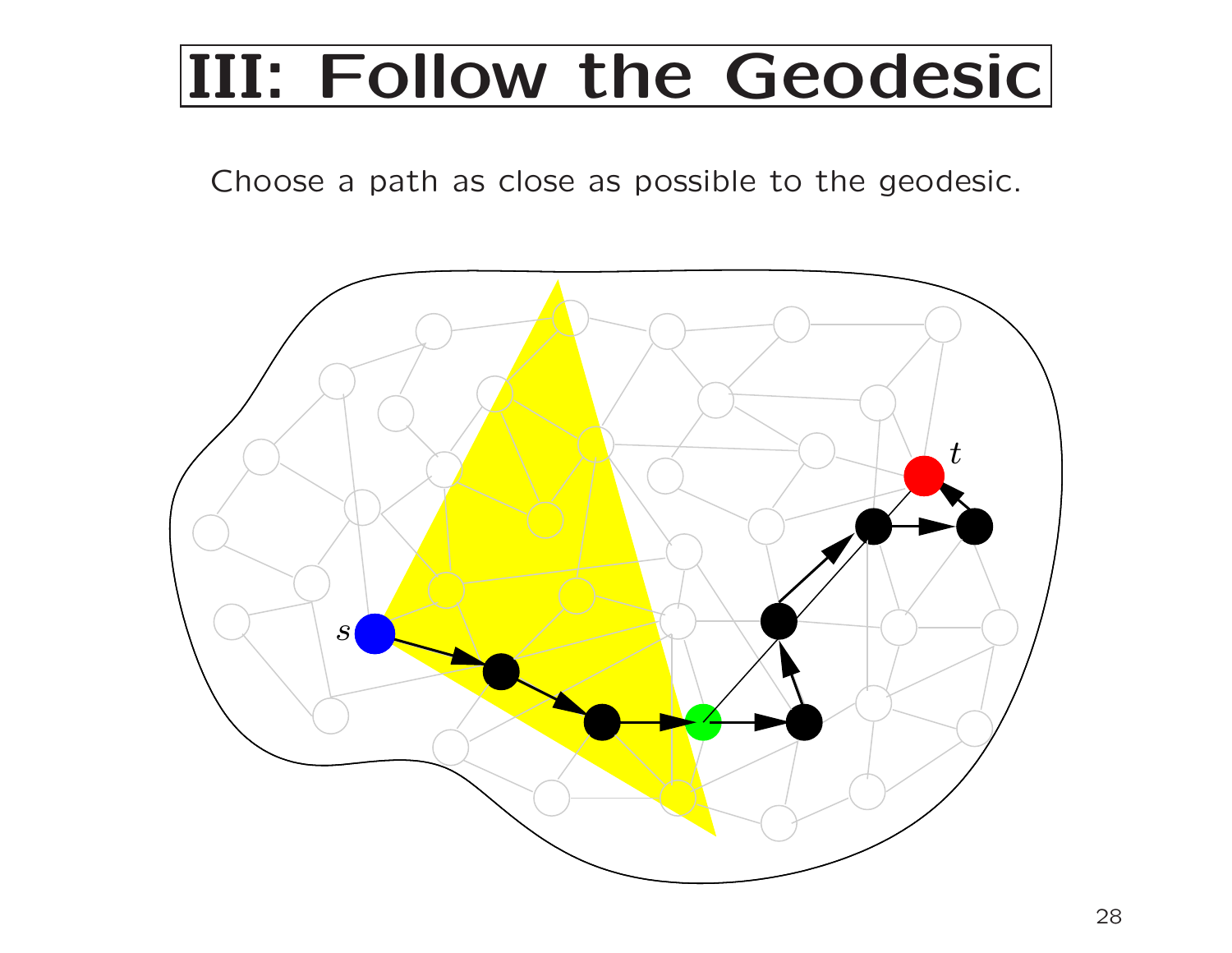# III: Follow the Geodesic

Choose a path as close as possible to the geodesic.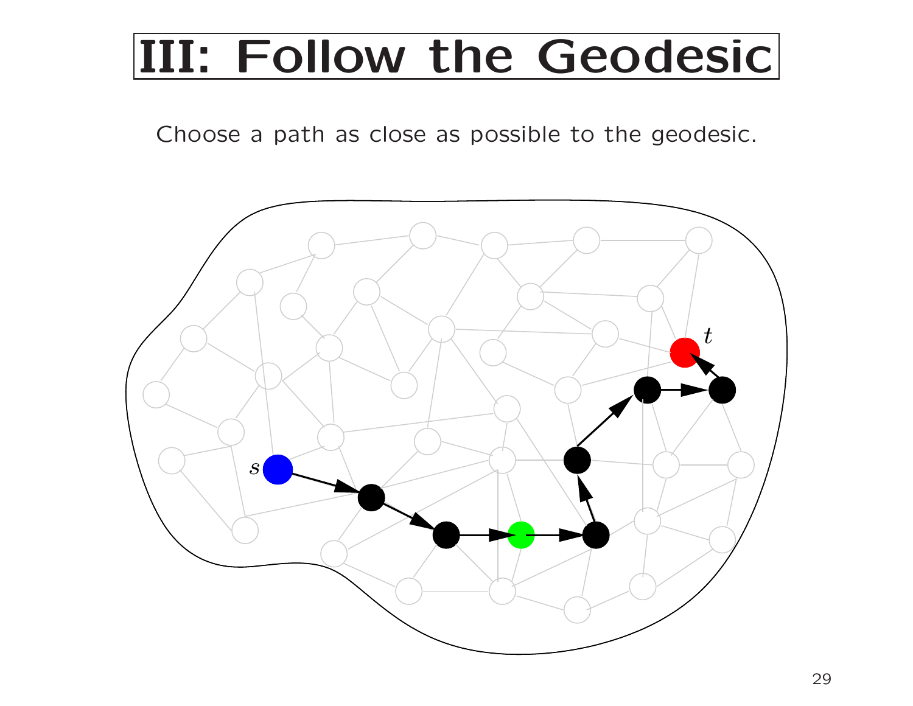# III: Follow the Geodesic

Choose a path as close as possible to the geodesic.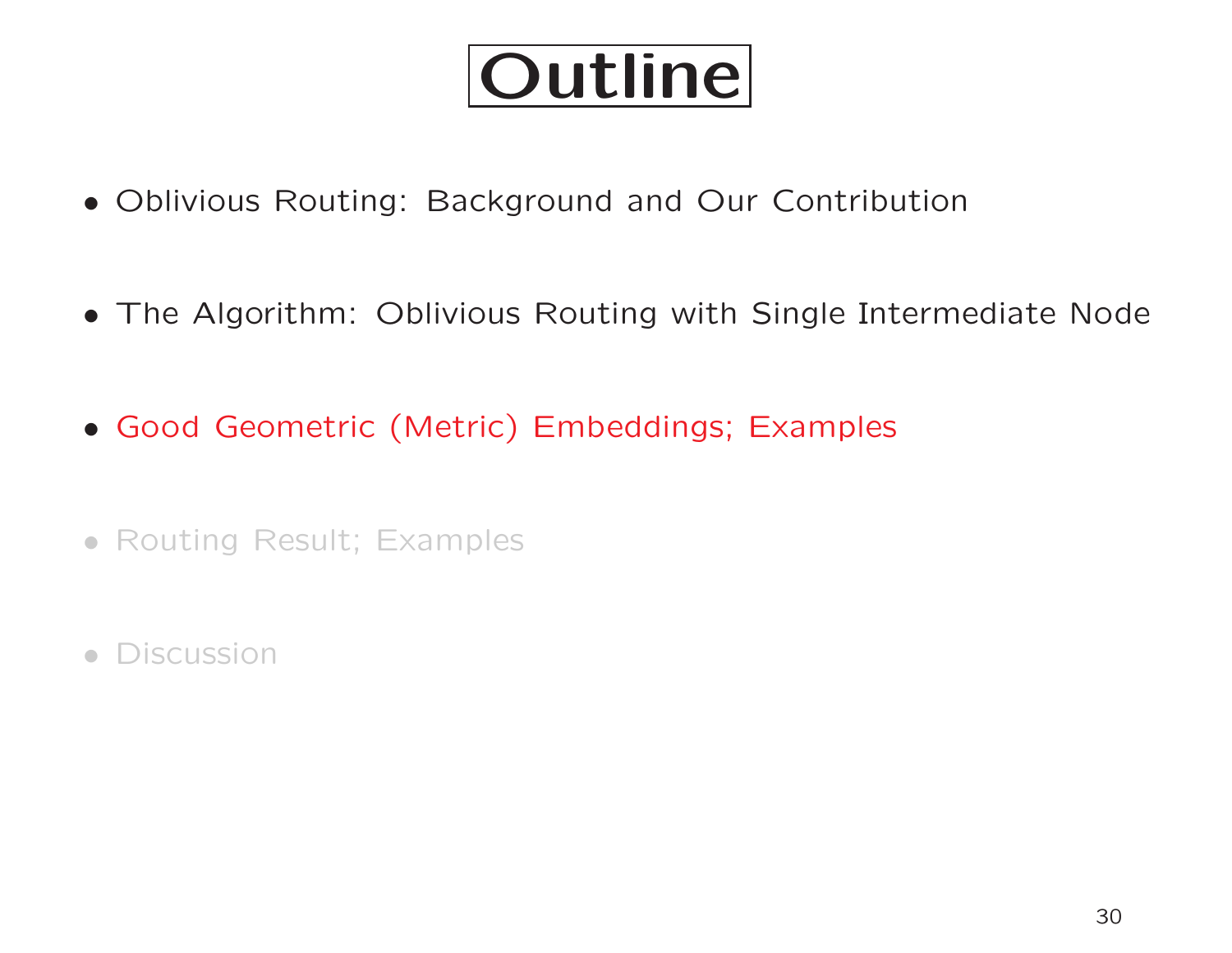# Outline

- Oblivious Routing: Background and Our Contribution
- The Algorithm: Oblivious Routing with Single Intermediate Node
- Good Geometric (Metric) Embeddings; Examples
- Routing Result; Examples
- Discussion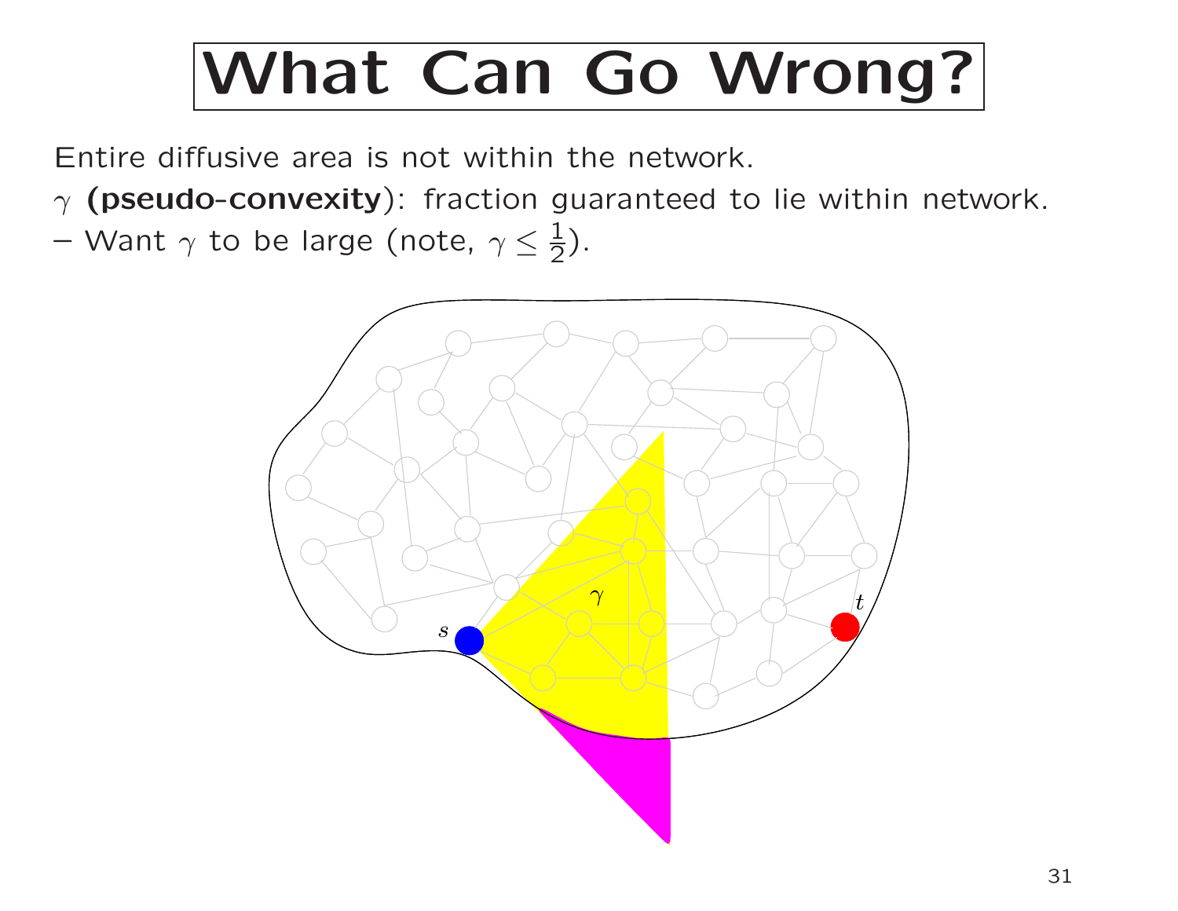# What Can Go Wrong?

Entire diffusive area is not within the network.

$\gamma$ **(pseudo-convexity)**: fraction guaranteed to lie within network.

– Want $\gamma$ to be large (note, $\gamma \leq \frac{1}{2}$).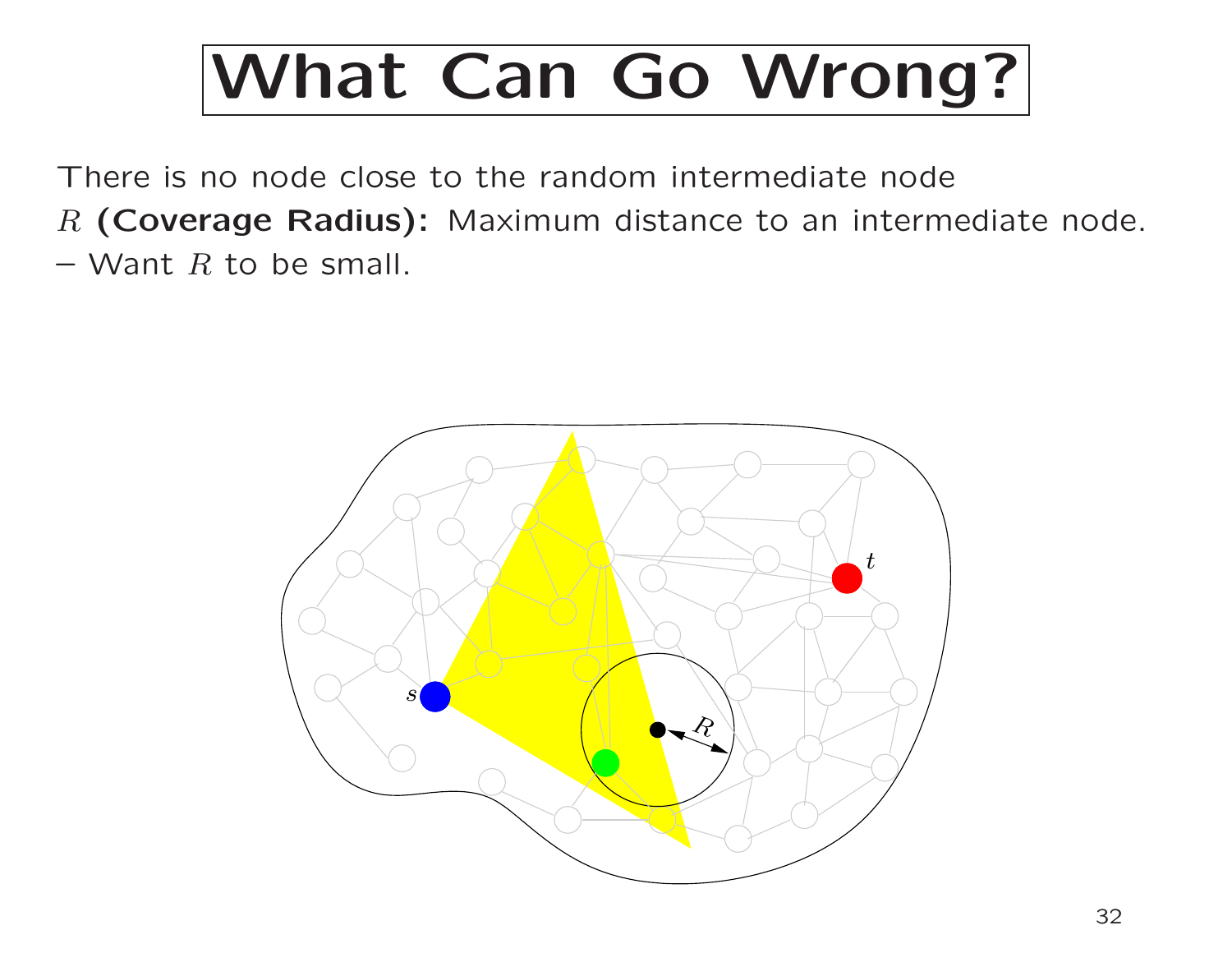# What Can Go Wrong?

There is no node close to the random intermediate node

$R$ **(Coverage Radius):** Maximum distance to an intermediate node.

– Want $R$ to be small.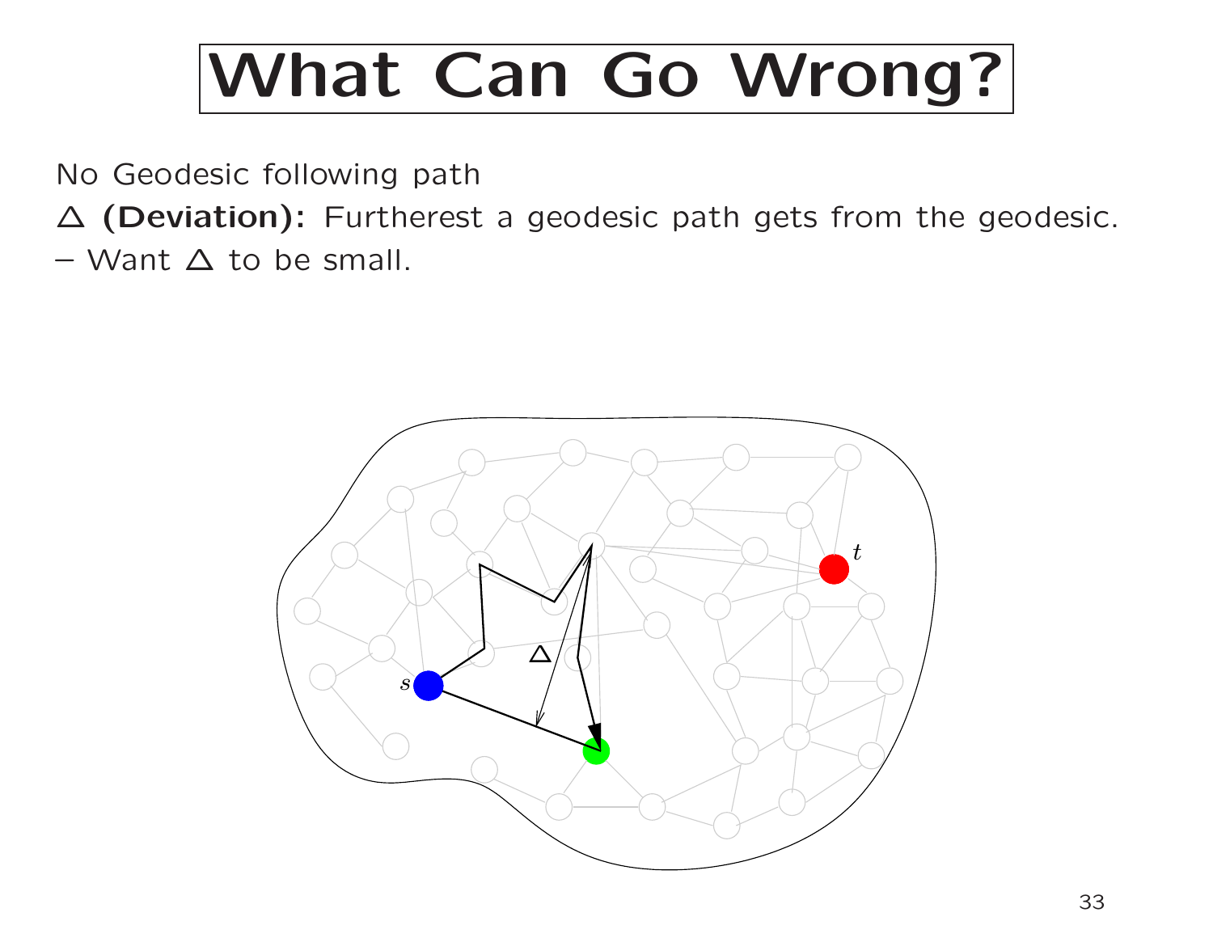# What Can Go Wrong?

No Geodesic following path

$\triangle$ **(Deviation):** Furtherest a geodesic path gets from the geodesic.

– Want $\triangle$ to be small.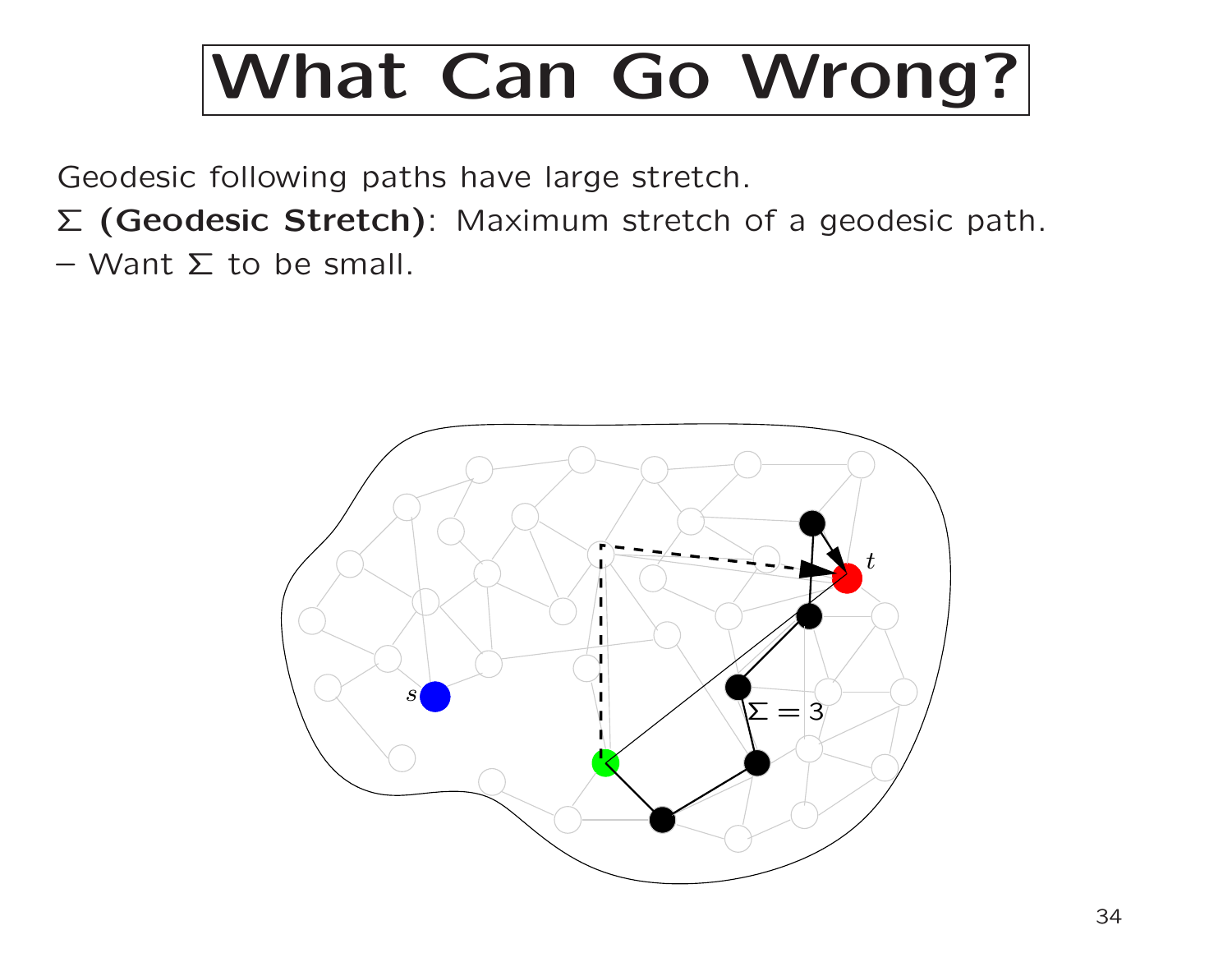# What Can Go Wrong?

Geodesic following paths have large stretch.

$\Sigma$ **(Geodesic Stretch)**: Maximum stretch of a geodesic path.

– Want $\Sigma$ to be small.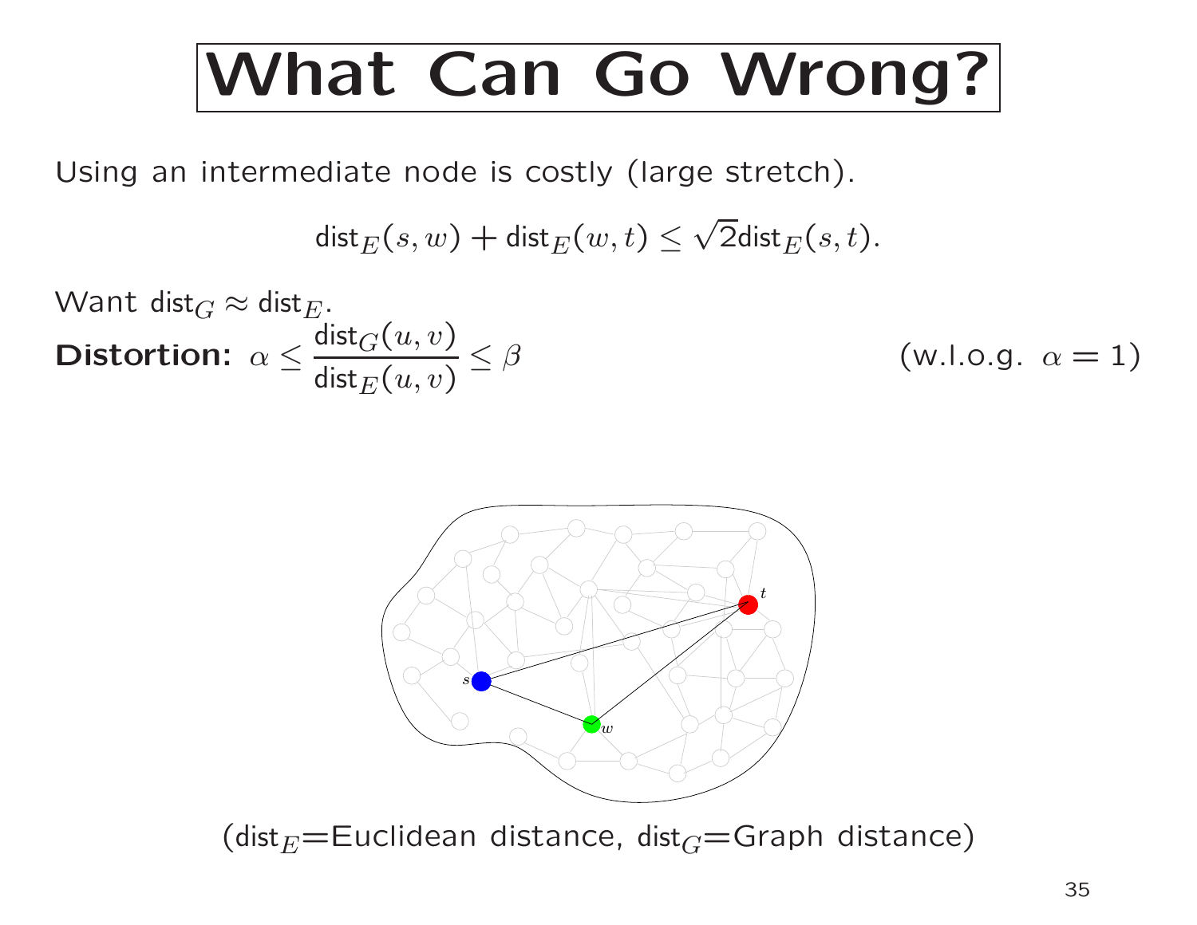# What Can Go Wrong?

Using an intermediate node is costly (large stretch).

$$\mathsf{dist}_E(s, w) + \mathsf{dist}_E(w, t) \leq \sqrt{2}\mathsf{dist}_E(s, t).$$

Want $\mathsf{dist}_G \approx \mathsf{dist}_E$.

**Distortion:** $\alpha \leq \dfrac{\mathsf{dist}_G(u, v)}{\mathsf{dist}_E(u, v)} \leq \beta$ (w.l.o.g. $\alpha = 1$)

($\mathsf{dist}_E$=Euclidean distance, $\mathsf{dist}_G$=Graph distance)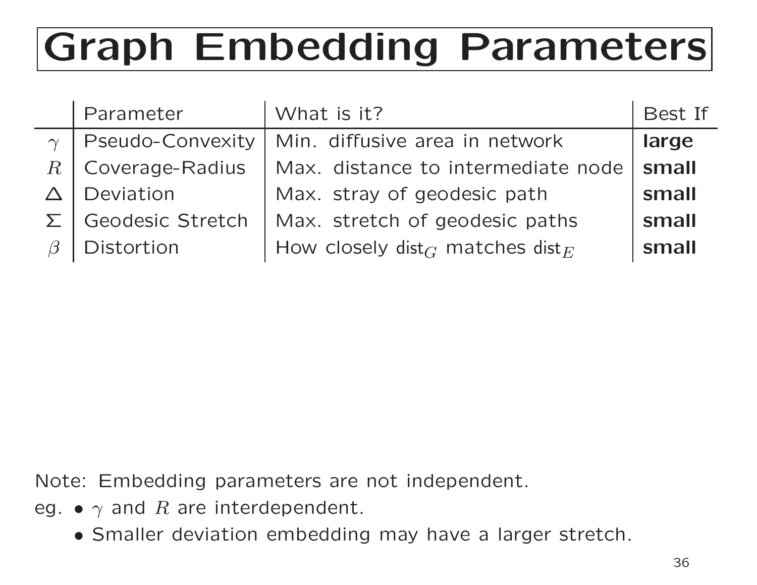# Graph Embedding Parameters

| | Parameter | What is it? | Best If |
|---|---|---|---|
| $\gamma$ | Pseudo-Convexity | Min. diffusive area in network | **large** |
| $R$ | Coverage-Radius | Max. distance to intermediate node | **small** |
| $\Delta$ | Deviation | Max. stray of geodesic path | **small** |
| $\Sigma$ | Geodesic Stretch | Max. stretch of geodesic paths | **small** |
| $\beta$ | Distortion | How closely $\text{dist}_G$ matches $\text{dist}_E$ | **small** |

Note: Embedding parameters are not independent.

eg.
- $\gamma$ and $R$ are interdependent.
- Smaller deviation embedding may have a larger stretch.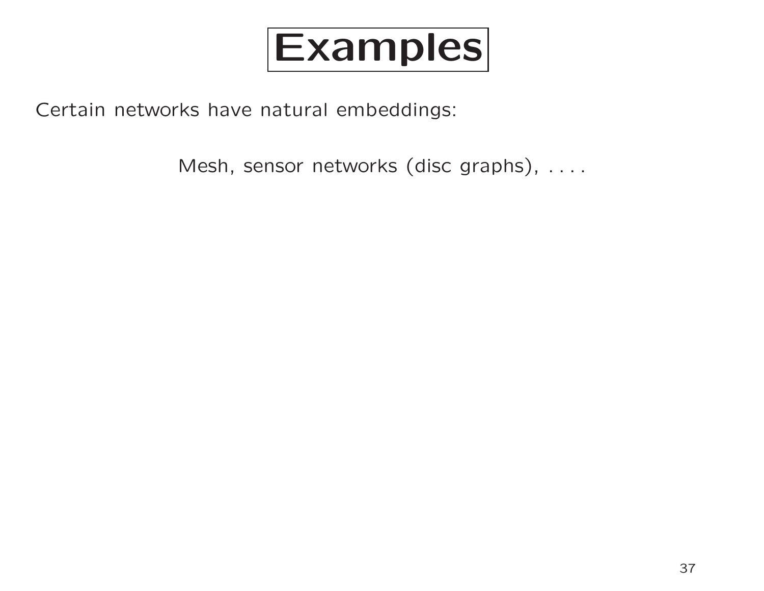# Examples

Certain networks have natural embeddings:

Mesh, sensor networks (disc graphs), . . . .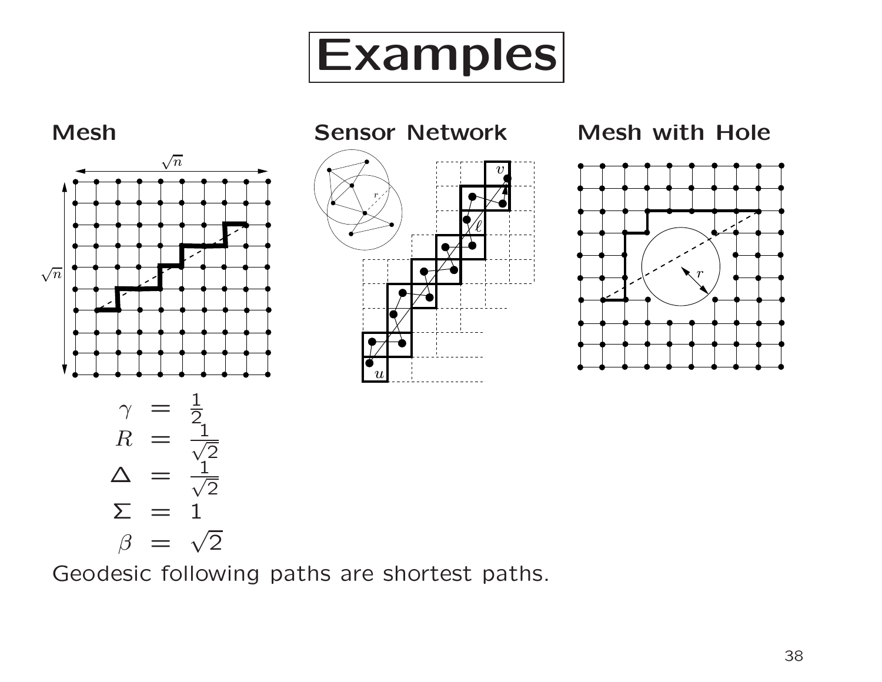# Examples

**Mesh**

$$
\begin{aligned}
\gamma &= \tfrac{1}{2} \\
R &= \tfrac{1}{\sqrt{2}} \\
\Delta &= \tfrac{1}{\sqrt{2}} \\
\Sigma &= 1 \\
\beta &= \sqrt{2}
\end{aligned}
$$

Geodesic following paths are shortest paths.

**Sensor Network**

**Mesh with Hole**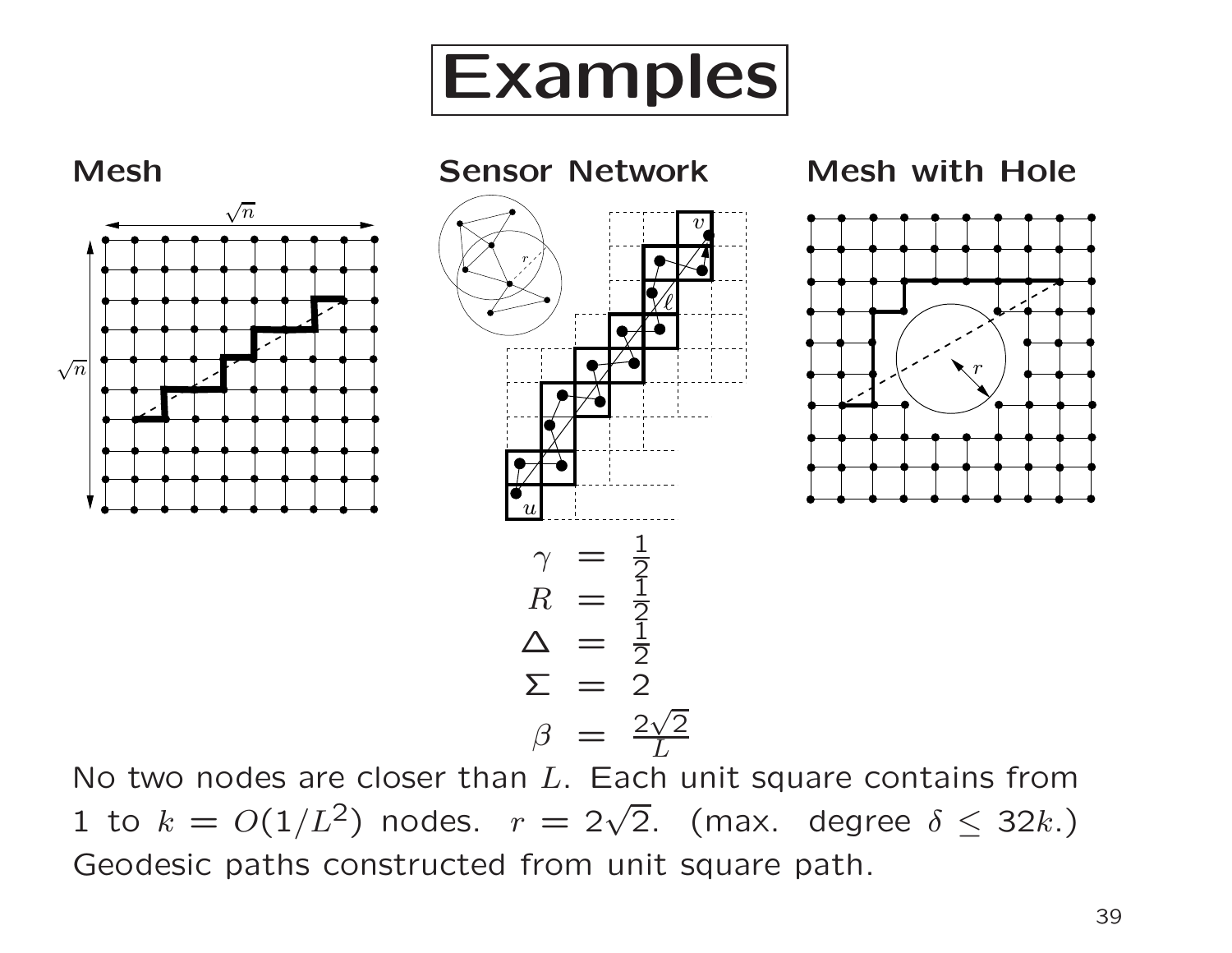# Examples

**Mesh**

**Sensor Network**

**Mesh with Hole**

$$\gamma = \frac{1}{2}$$
$$R = \frac{1}{2}$$
$$\Delta = \frac{1}{2}$$
$$\Sigma = 2$$
$$\beta = \frac{2\sqrt{2}}{L}$$

No two nodes are closer than $L$. Each unit square contains from 1 to $k = O(1/L^2)$ nodes. $r = 2\sqrt{2}$. (max. degree $\delta \leq 32k$.) Geodesic paths constructed from unit square path.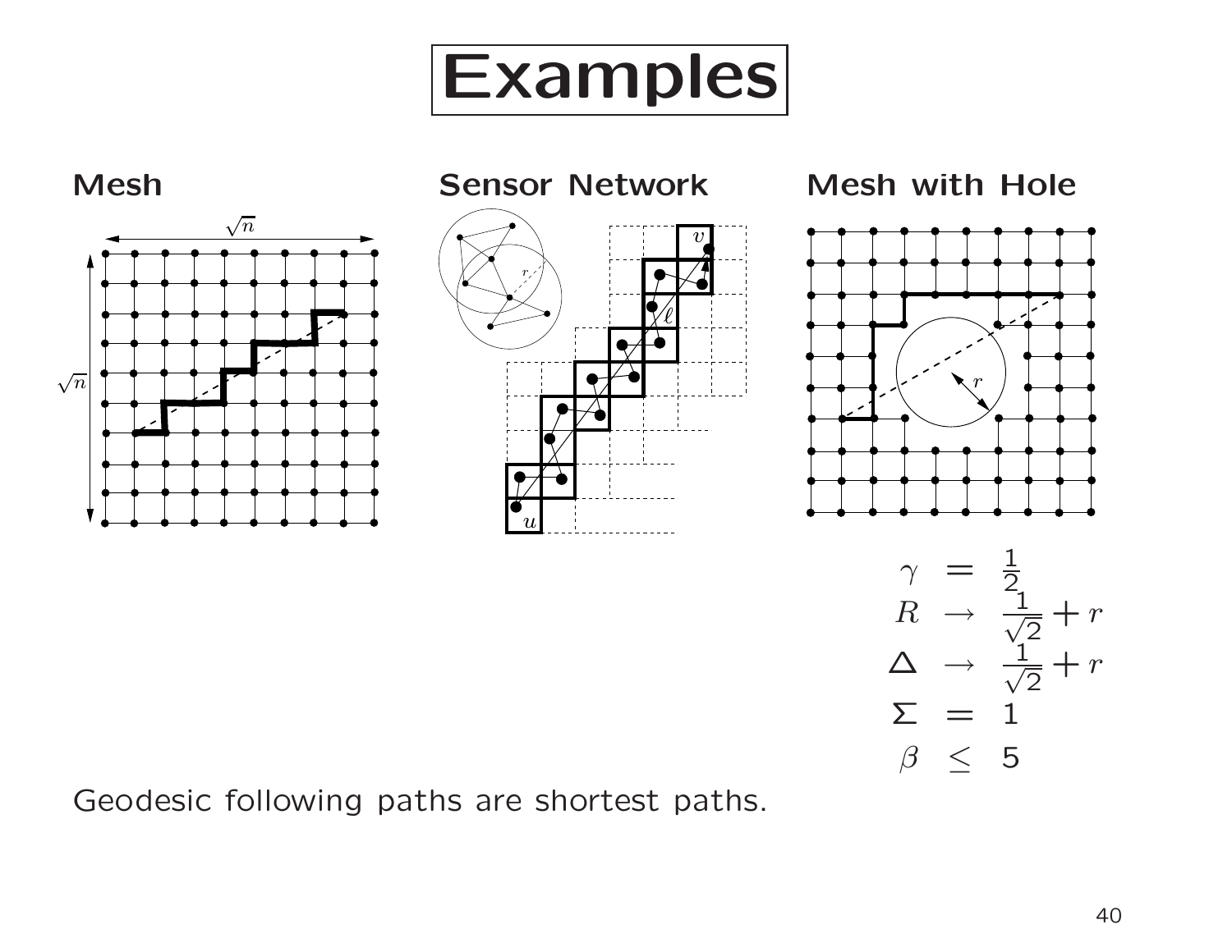# Examples

**Mesh**

**Sensor Network**

**Mesh with Hole**

$$\gamma = \frac{1}{2}$$
$$R \rightarrow \frac{1}{\sqrt{2}} + r$$
$$\Delta \rightarrow \frac{1}{\sqrt{2}} + r$$
$$\Sigma = 1$$
$$\beta \leq 5$$

Geodesic following paths are shortest paths.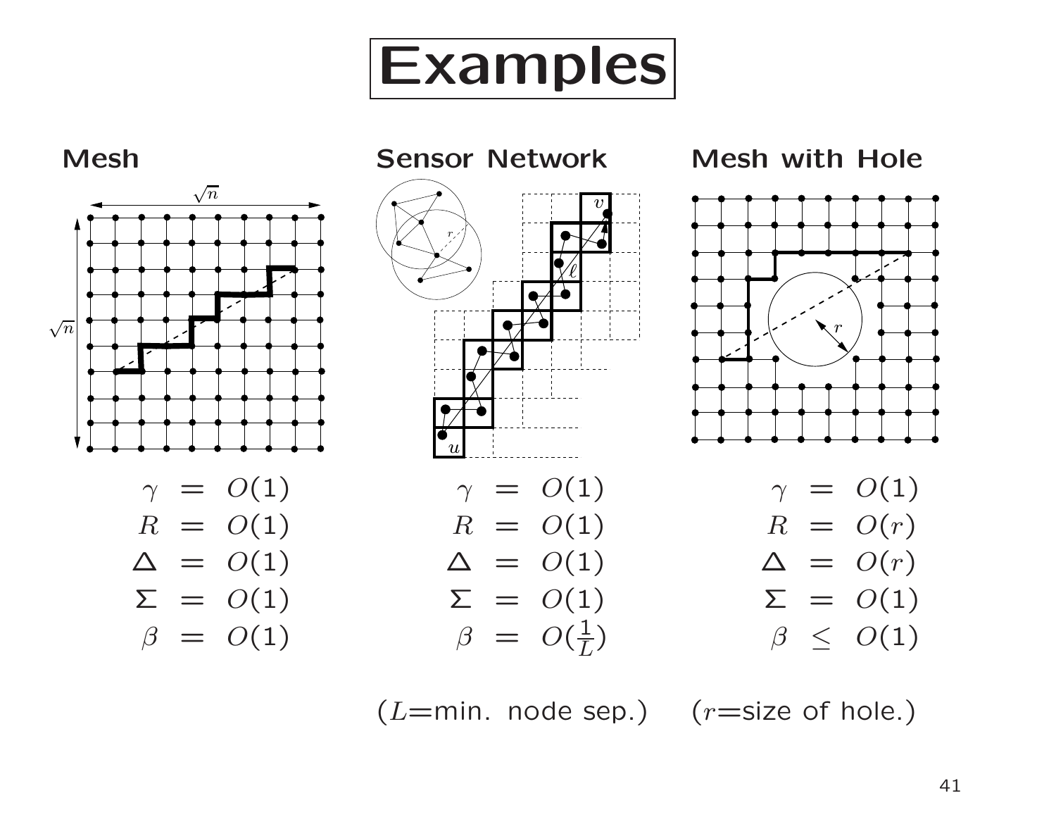# Examples

## Mesh

$$
\begin{aligned}
\gamma &= O(1) \\
R &= O(1) \\
\Delta &= O(1) \\
\Sigma &= O(1) \\
\beta &= O(1)
\end{aligned}
$$

## Sensor Network

$$
\begin{aligned}
\gamma &= O(1) \\
R &= O(1) \\
\Delta &= O(1) \\
\Sigma &= O(1) \\
\beta &= O(\tfrac{1}{L})
\end{aligned}
$$

($L$=min. node sep.)

## Mesh with Hole

$$
\begin{aligned}
\gamma &= O(1) \\
R &= O(r) \\
\Delta &= O(r) \\
\Sigma &= O(1) \\
\beta &\leq O(1)
\end{aligned}
$$

($r$=size of hole.)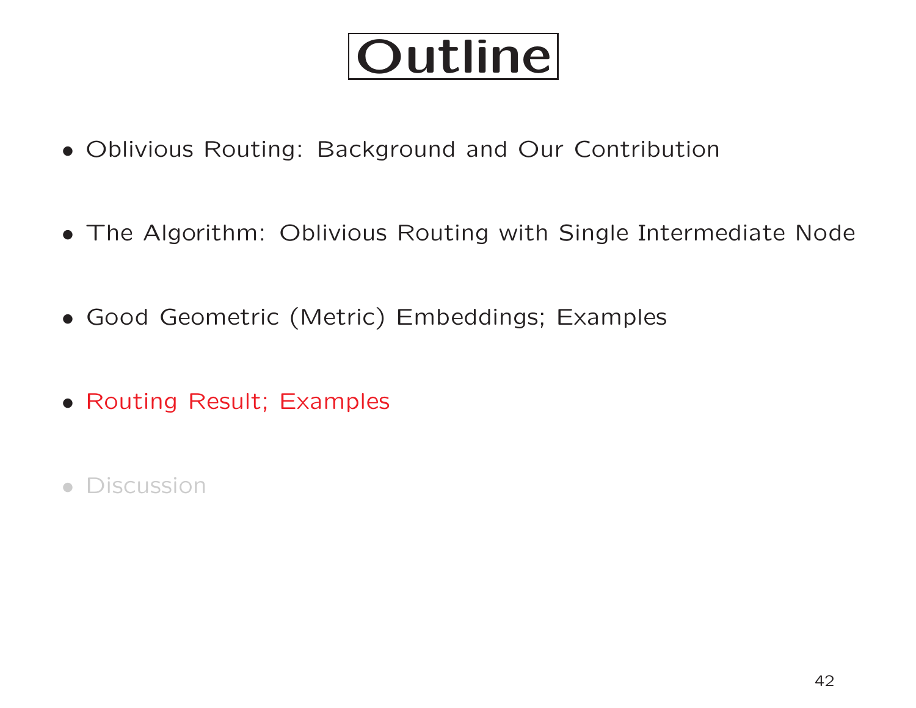# Outline

- Oblivious Routing: Background and Our Contribution
- The Algorithm: Oblivious Routing with Single Intermediate Node
- Good Geometric (Metric) Embeddings; Examples
- Routing Result; Examples
- Discussion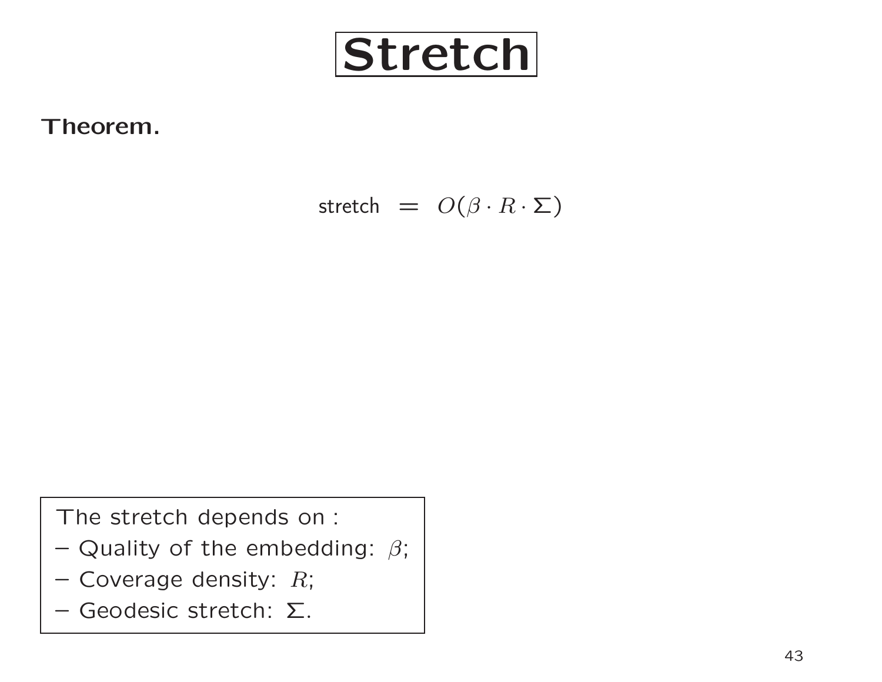# Stretch

**Theorem.**

$$\text{stretch} \;=\; O(\beta \cdot R \cdot \Sigma)$$

The stretch depends on :

- Quality of the embedding: $\beta$;
- Coverage density: $R$;
- Geodesic stretch: $\Sigma$.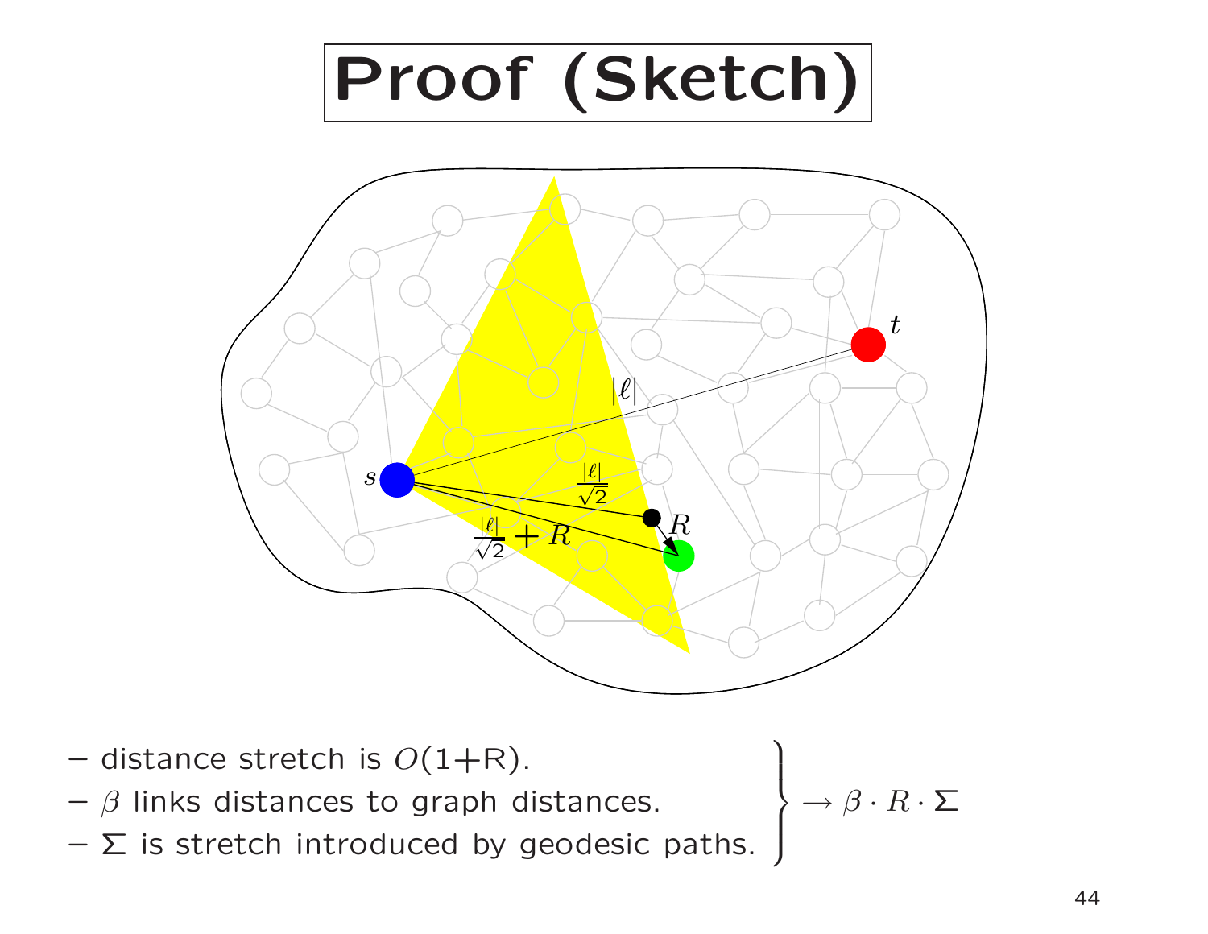# Proof (Sketch)

- distance stretch is $O(1+\mathrm{R})$.
- $\beta$ links distances to graph distances.
- $\Sigma$ is stretch introduced by geodesic paths.

$$\rightarrow \beta \cdot R \cdot \Sigma$$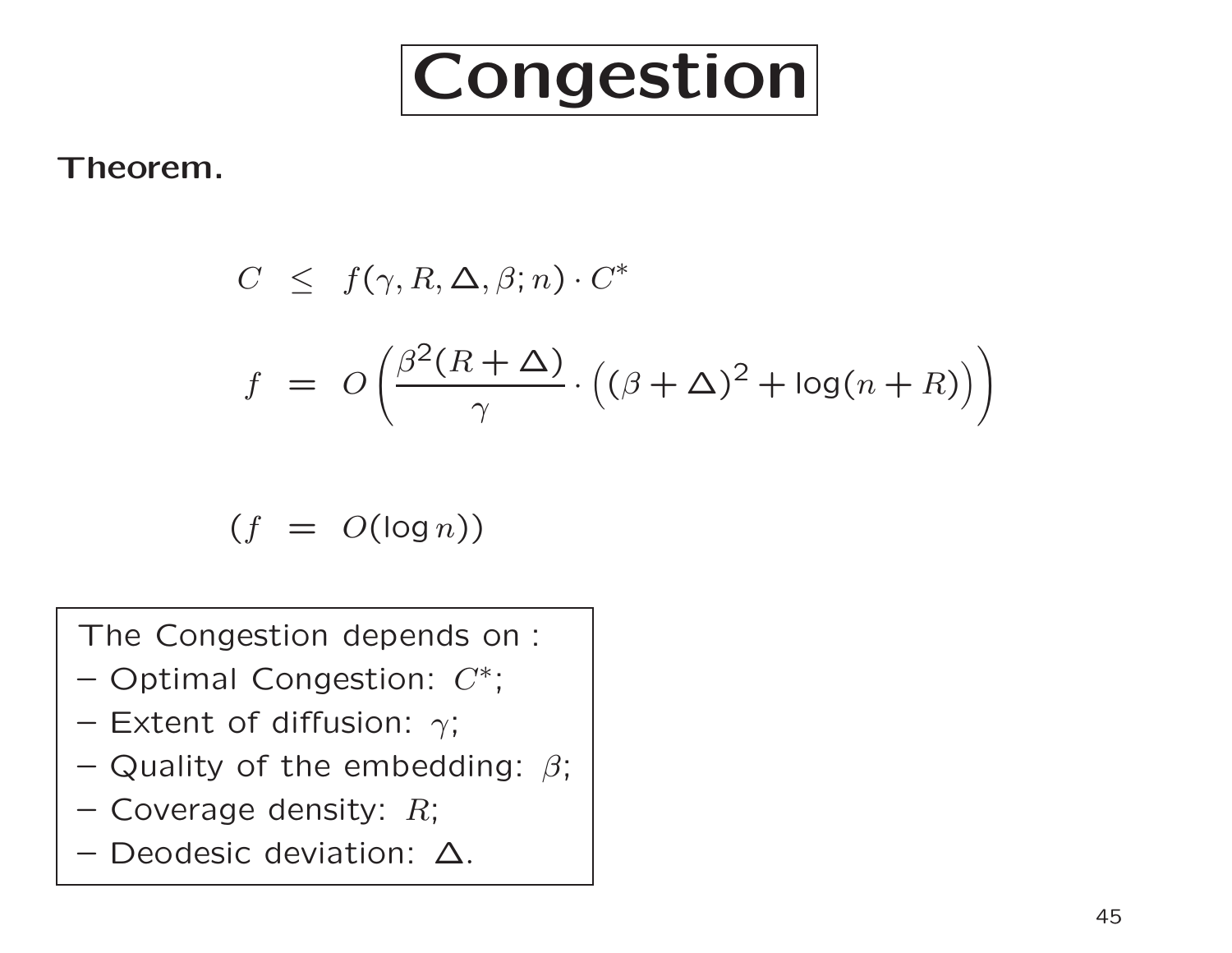# Congestion

**Theorem.**

$$
\begin{aligned}
C &\leq f(\gamma, R, \Delta, \beta; n) \cdot C^* \\
f &= O\left(\frac{\beta^2(R+\Delta)}{\gamma} \cdot \left((\beta+\Delta)^2 + \log(n+R)\right)\right)
\end{aligned}
$$

$$
(f = O(\log n))
$$

The Congestion depends on :

- Optimal Congestion: $C^*$;
- Extent of diffusion: $\gamma$;
- Quality of the embedding: $\beta$;
- Coverage density: $R$;
- Deodesic deviation: $\Delta$.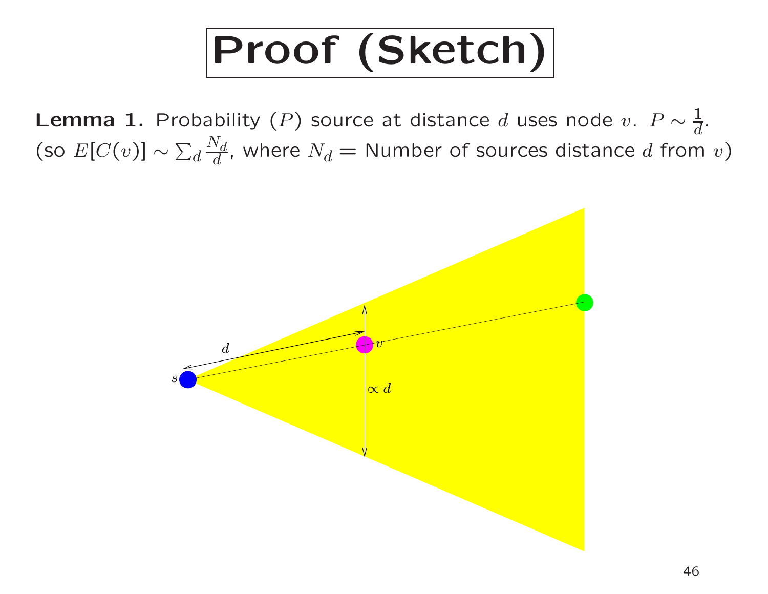# Proof (Sketch)

**Lemma 1.** Probability ($P$) source at distance $d$ uses node $v$. $P \sim \frac{1}{d}$.
(so $E[C(v)] \sim \sum_d \frac{N_d}{d}$, where $N_d$ = Number of sources distance $d$ from $v$)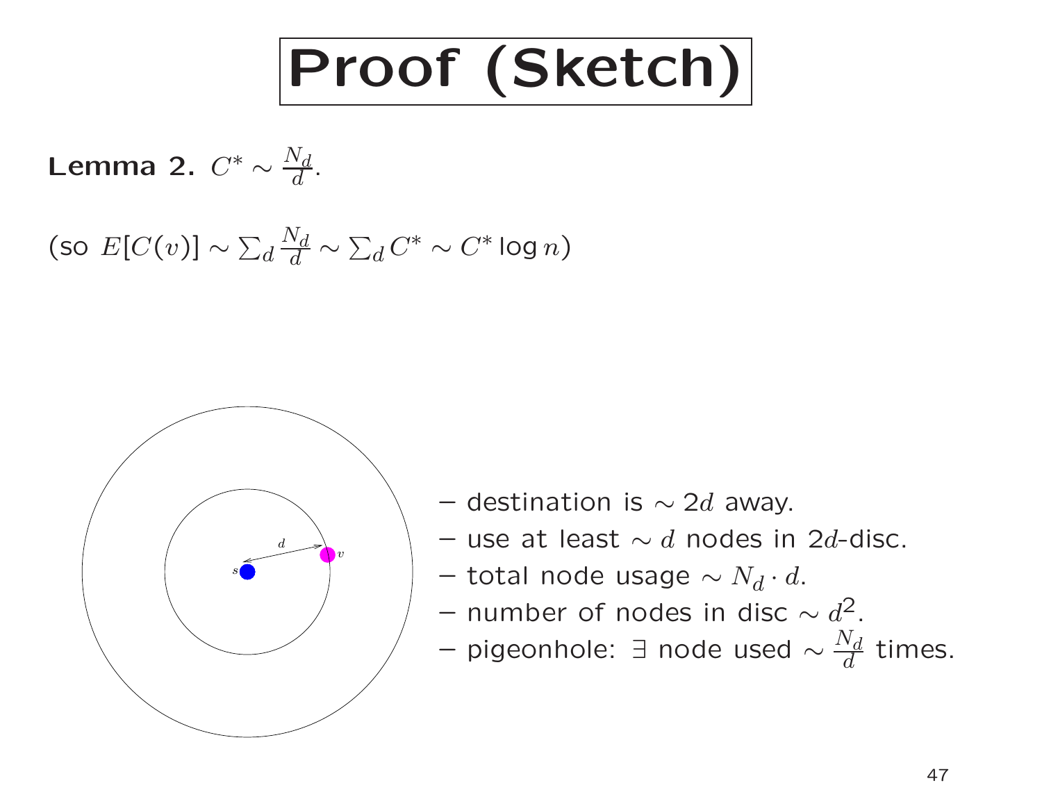# Proof (Sketch)

**Lemma 2.** $C^* \sim \frac{N_d}{d}$.

(so $E[C(v)] \sim \sum_d \frac{N_d}{d} \sim \sum_d C^* \sim C^* \log n$)

- destination is $\sim 2d$ away.
- use at least $\sim d$ nodes in $2d$-disc.
- total node usage $\sim N_d \cdot d$.
- number of nodes in disc $\sim d^2$.
- pigeonhole: $\exists$ node used $\sim \frac{N_d}{d}$ times.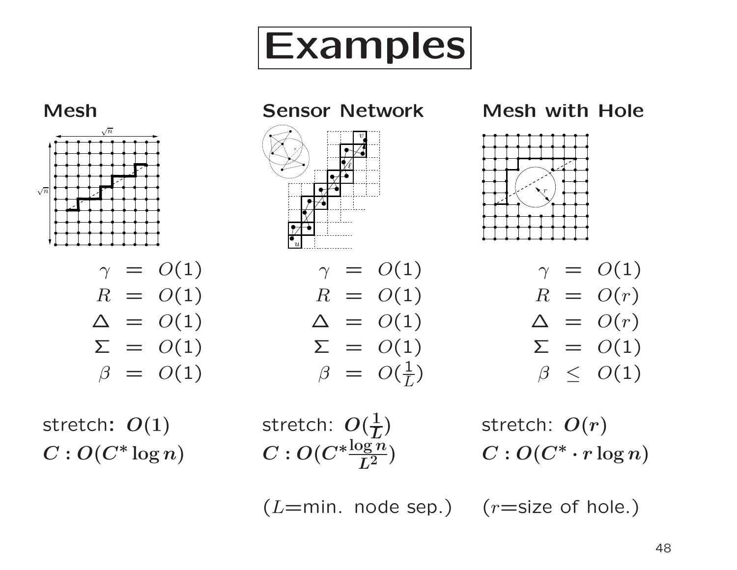# Examples

## Mesh

$$
\begin{aligned}
\gamma &= O(1) \\
R &= O(1) \\
\Delta &= O(1) \\
\Sigma &= O(1) \\
\beta &= O(1)
\end{aligned}
$$

stretch: $O(1)$

$C : O(C^* \log n)$

## Sensor Network

$$
\begin{aligned}
\gamma &= O(1) \\
R &= O(1) \\
\Delta &= O(1) \\
\Sigma &= O(1) \\
\beta &= O(\tfrac{1}{L})
\end{aligned}
$$

stretch: $O(\frac{1}{L})$

$C : O(C^* \frac{\log n}{L^2})$

($L$=min. node sep.)

## Mesh with Hole

$$
\begin{aligned}
\gamma &= O(1) \\
R &= O(r) \\
\Delta &= O(r) \\
\Sigma &= O(1) \\
\beta &\leq O(1)
\end{aligned}
$$

stretch: $O(r)$

$C : O(C^* \cdot r \log n)$

($r$=size of hole.)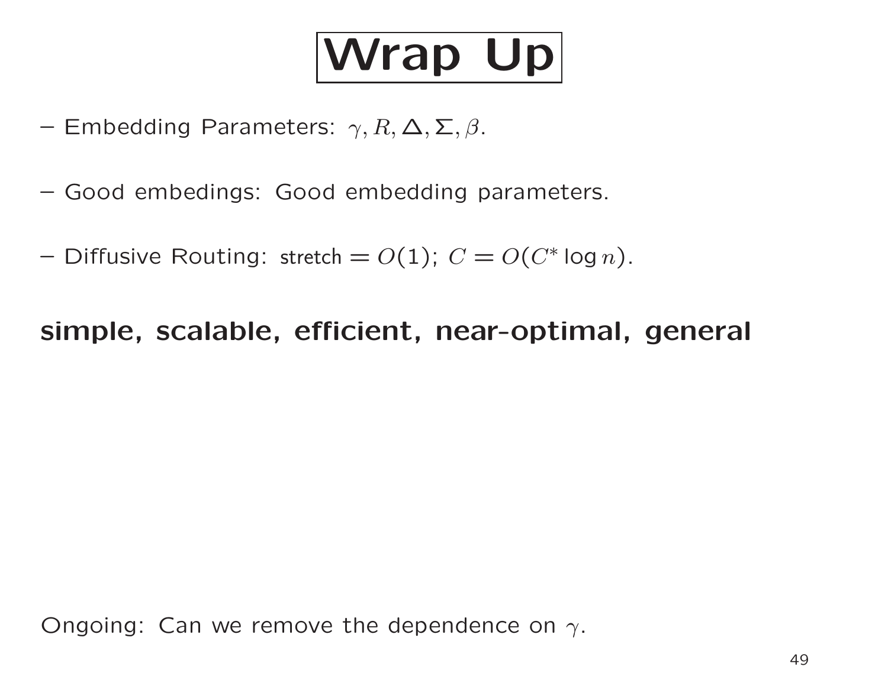# Wrap Up

– Embedding Parameters: $\gamma, R, \Delta, \Sigma, \beta$.

– Good embedings: Good embedding parameters.

– Diffusive Routing: $\text{stretch} = O(1)$; $C = O(C^* \log n)$.

**simple, scalable, efficient, near-optimal, general**

Ongoing: Can we remove the dependence on $\gamma$.